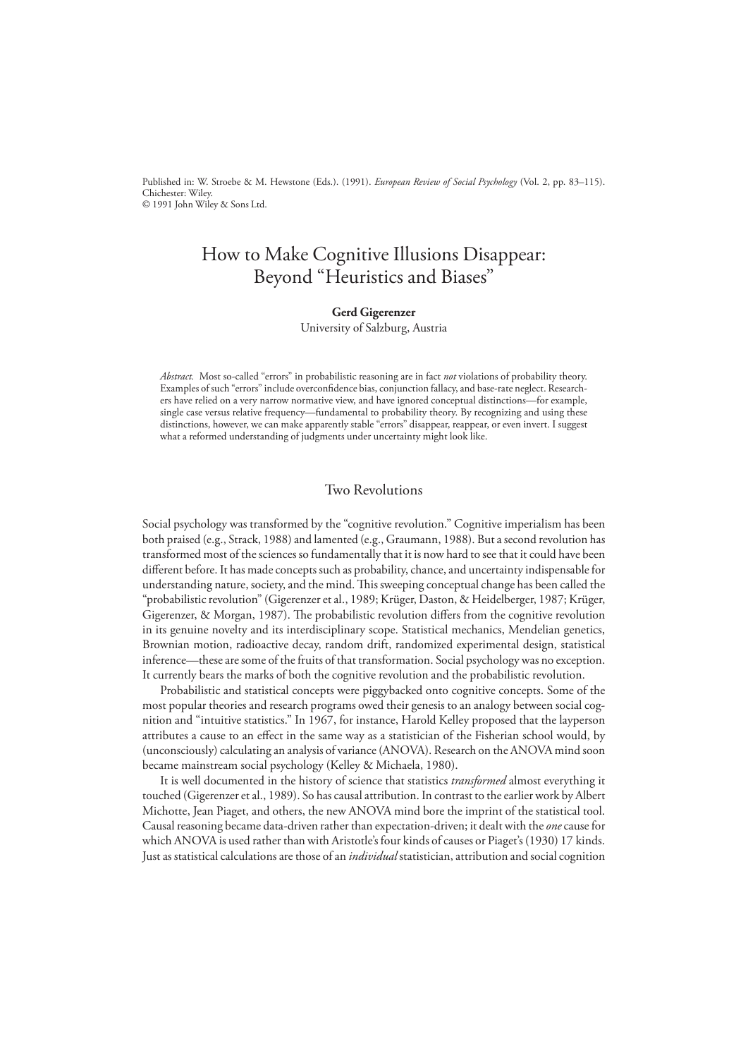Published in: W. Stroebe & M. Hewstone (Eds.). (1991). *European Review of Social Psychology* (Vol. 2, pp. 83–115). Chichester: Wiley.
© 1991 John Wiley & Sons Ltd.

# How to Make Cognitive Illusions Disappear: Beyond "Heuristics and Biases"

**Gerd Gigerenzer**
University of Salzburg, Austria

*Abstract.* Most so-called "errors" in probabilistic reasoning are in fact *not* violations of probability theory. Examples of such "errors" include overconfidence bias, conjunction fallacy, and base-rate neglect. Researchers have relied on a very narrow normative view, and have ignored conceptual distinctions—for example, single case versus relative frequency—fundamental to probability theory. By recognizing and using these distinctions, however, we can make apparently stable "errors" disappear, reappear, or even invert. I suggest what a reformed understanding of judgments under uncertainty might look like.

## Two Revolutions

Social psychology was transformed by the "cognitive revolution." Cognitive imperialism has been both praised (e.g., Strack, 1988) and lamented (e.g., Graumann, 1988). But a second revolution has transformed most of the sciences so fundamentally that it is now hard to see that it could have been different before. It has made concepts such as probability, chance, and uncertainty indispensable for understanding nature, society, and the mind. This sweeping conceptual change has been called the "probabilistic revolution" (Gigerenzer et al., 1989; Krüger, Daston, & Heidelberger, 1987; Krüger, Gigerenzer, & Morgan, 1987). The probabilistic revolution differs from the cognitive revolution in its genuine novelty and its interdisciplinary scope. Statistical mechanics, Mendelian genetics, Brownian motion, radioactive decay, random drift, randomized experimental design, statistical inference—these are some of the fruits of that transformation. Social psychology was no exception. It currently bears the marks of both the cognitive revolution and the probabilistic revolution.

Probabilistic and statistical concepts were piggybacked onto cognitive concepts. Some of the most popular theories and research programs owed their genesis to an analogy between social cognition and "intuitive statistics." In 1967, for instance, Harold Kelley proposed that the layperson attributes a cause to an effect in the same way as a statistician of the Fisherian school would, by (unconsciously) calculating an analysis of variance (ANOVA). Research on the ANOVA mind soon became mainstream social psychology (Kelley & Michaela, 1980).

It is well documented in the history of science that statistics *transformed* almost everything it touched (Gigerenzer et al., 1989). So has causal attribution. In contrast to the earlier work by Albert Michotte, Jean Piaget, and others, the new ANOVA mind bore the imprint of the statistical tool. Causal reasoning became data-driven rather than expectation-driven; it dealt with the *one* cause for which ANOVA is used rather than with Aristotle's four kinds of causes or Piaget's (1930) 17 kinds. Just as statistical calculations are those of an *individual* statistician, attribution and social cognition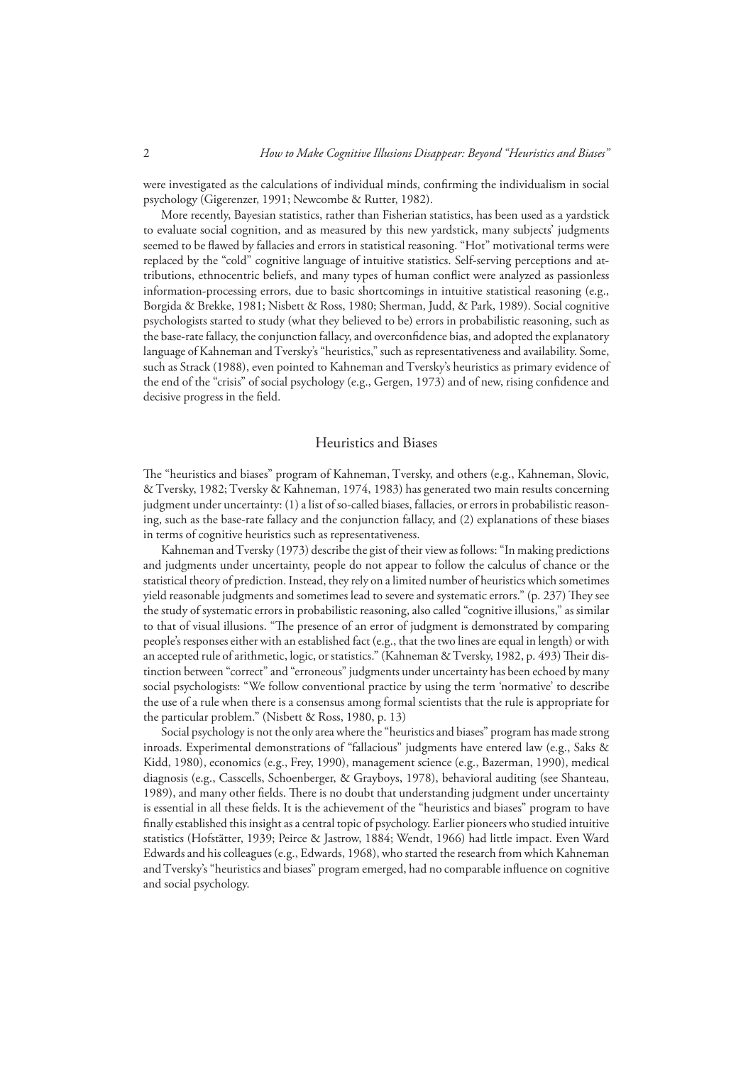were investigated as the calculations of individual minds, confirming the individualism in social psychology (Gigerenzer, 1991; Newcombe & Rutter, 1982).

More recently, Bayesian statistics, rather than Fisherian statistics, has been used as a yardstick to evaluate social cognition, and as measured by this new yardstick, many subjects' judgments seemed to be flawed by fallacies and errors in statistical reasoning. "Hot" motivational terms were replaced by the "cold" cognitive language of intuitive statistics. Self-serving perceptions and attributions, ethnocentric beliefs, and many types of human conflict were analyzed as passionless information-processing errors, due to basic shortcomings in intuitive statistical reasoning (e.g., Borgida & Brekke, 1981; Nisbett & Ross, 1980; Sherman, Judd, & Park, 1989). Social cognitive psychologists started to study (what they believed to be) errors in probabilistic reasoning, such as the base-rate fallacy, the conjunction fallacy, and overconfidence bias, and adopted the explanatory language of Kahneman and Tversky's "heuristics," such as representativeness and availability. Some, such as Strack (1988), even pointed to Kahneman and Tversky's heuristics as primary evidence of the end of the "crisis" of social psychology (e.g., Gergen, 1973) and of new, rising confidence and decisive progress in the field.

## Heuristics and Biases

The "heuristics and biases" program of Kahneman, Tversky, and others (e.g., Kahneman, Slovic, & Tversky, 1982; Tversky & Kahneman, 1974, 1983) has generated two main results concerning judgment under uncertainty: (1) a list of so-called biases, fallacies, or errors in probabilistic reasoning, such as the base-rate fallacy and the conjunction fallacy, and (2) explanations of these biases in terms of cognitive heuristics such as representativeness.

Kahneman and Tversky (1973) describe the gist of their view as follows: "In making predictions and judgments under uncertainty, people do not appear to follow the calculus of chance or the statistical theory of prediction. Instead, they rely on a limited number of heuristics which sometimes yield reasonable judgments and sometimes lead to severe and systematic errors." (p. 237) They see the study of systematic errors in probabilistic reasoning, also called "cognitive illusions," as similar to that of visual illusions. "The presence of an error of judgment is demonstrated by comparing people's responses either with an established fact (e.g., that the two lines are equal in length) or with an accepted rule of arithmetic, logic, or statistics." (Kahneman & Tversky, 1982, p. 493) Their distinction between "correct" and "erroneous" judgments under uncertainty has been echoed by many social psychologists: "We follow conventional practice by using the term 'normative' to describe the use of a rule when there is a consensus among formal scientists that the rule is appropriate for the particular problem." (Nisbett & Ross, 1980, p. 13)

Social psychology is not the only area where the "heuristics and biases" program has made strong inroads. Experimental demonstrations of "fallacious" judgments have entered law (e.g., Saks & Kidd, 1980), economics (e.g., Frey, 1990), management science (e.g., Bazerman, 1990), medical diagnosis (e.g., Casscells, Schoenberger, & Grayboys, 1978), behavioral auditing (see Shanteau, 1989), and many other fields. There is no doubt that understanding judgment under uncertainty is essential in all these fields. It is the achievement of the "heuristics and biases" program to have finally established this insight as a central topic of psychology. Earlier pioneers who studied intuitive statistics (Hofstätter, 1939; Peirce & Jastrow, 1884; Wendt, 1966) had little impact. Even Ward Edwards and his colleagues (e.g., Edwards, 1968), who started the research from which Kahneman and Tversky's "heuristics and biases" program emerged, had no comparable influence on cognitive and social psychology.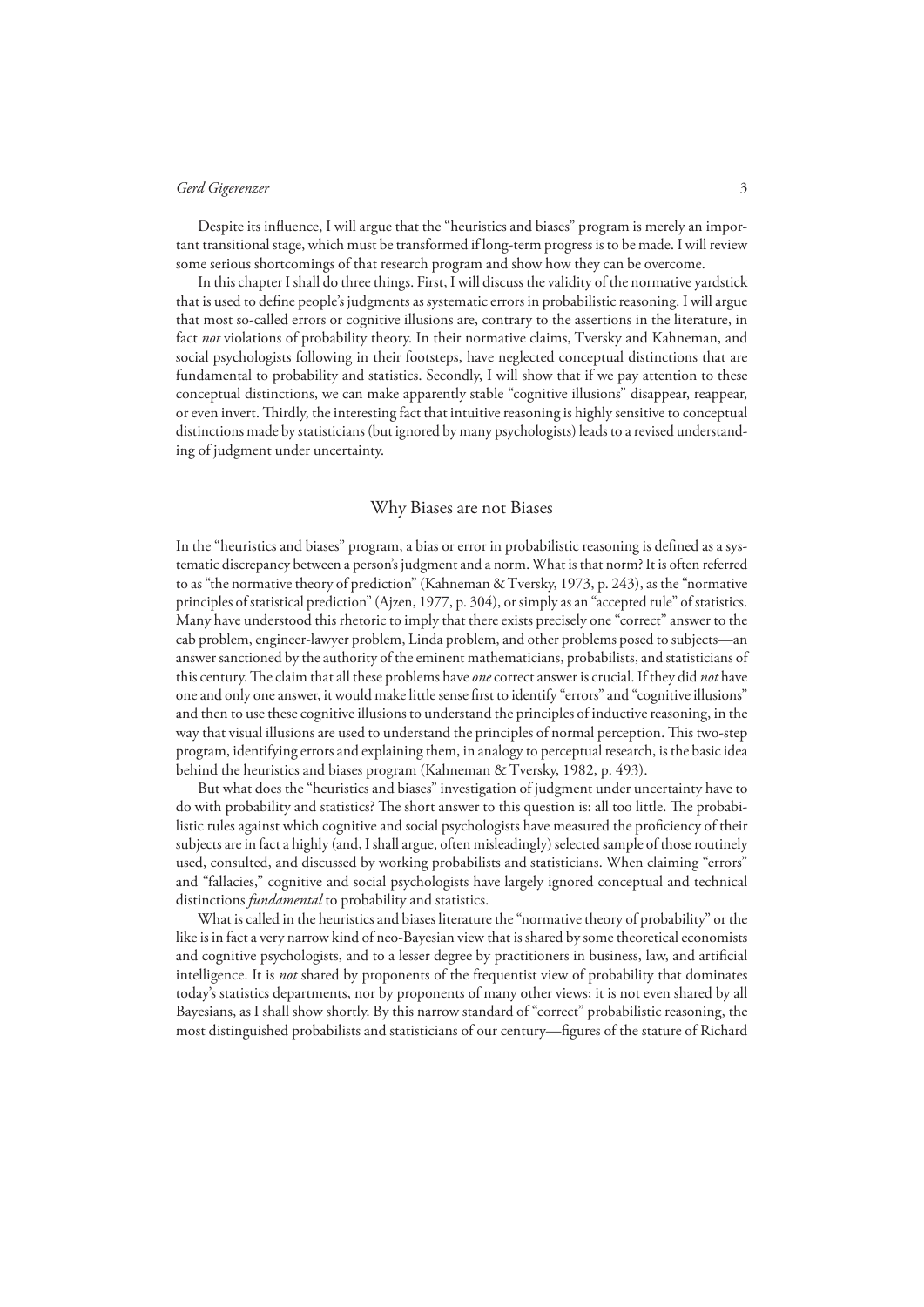Despite its influence, I will argue that the "heuristics and biases" program is merely an important transitional stage, which must be transformed if long-term progress is to be made. I will review some serious shortcomings of that research program and show how they can be overcome.

In this chapter I shall do three things. First, I will discuss the validity of the normative yardstick that is used to define people's judgments as systematic errors in probabilistic reasoning. I will argue that most so-called errors or cognitive illusions are, contrary to the assertions in the literature, in fact *not* violations of probability theory. In their normative claims, Tversky and Kahneman, and social psychologists following in their footsteps, have neglected conceptual distinctions that are fundamental to probability and statistics. Secondly, I will show that if we pay attention to these conceptual distinctions, we can make apparently stable "cognitive illusions" disappear, reappear, or even invert. Thirdly, the interesting fact that intuitive reasoning is highly sensitive to conceptual distinctions made by statisticians (but ignored by many psychologists) leads to a revised understanding of judgment under uncertainty.

## Why Biases are not Biases

In the "heuristics and biases" program, a bias or error in probabilistic reasoning is defined as a systematic discrepancy between a person's judgment and a norm. What is that norm? It is often referred to as "the normative theory of prediction" (Kahneman & Tversky, 1973, p. 243), as the "normative principles of statistical prediction" (Ajzen, 1977, p. 304), or simply as an "accepted rule" of statistics. Many have understood this rhetoric to imply that there exists precisely one "correct" answer to the cab problem, engineer-lawyer problem, Linda problem, and other problems posed to subjects—an answer sanctioned by the authority of the eminent mathematicians, probabilists, and statisticians of this century. The claim that all these problems have *one* correct answer is crucial. If they did *not* have one and only one answer, it would make little sense first to identify "errors" and "cognitive illusions" and then to use these cognitive illusions to understand the principles of inductive reasoning, in the way that visual illusions are used to understand the principles of normal perception. This two-step program, identifying errors and explaining them, in analogy to perceptual research, is the basic idea behind the heuristics and biases program (Kahneman & Tversky, 1982, p. 493).

But what does the "heuristics and biases" investigation of judgment under uncertainty have to do with probability and statistics? The short answer to this question is: all too little. The probabilistic rules against which cognitive and social psychologists have measured the proficiency of their subjects are in fact a highly (and, I shall argue, often misleadingly) selected sample of those routinely used, consulted, and discussed by working probabilists and statisticians. When claiming "errors" and "fallacies," cognitive and social psychologists have largely ignored conceptual and technical distinctions *fundamental* to probability and statistics.

What is called in the heuristics and biases literature the "normative theory of probability" or the like is in fact a very narrow kind of neo-Bayesian view that is shared by some theoretical economists and cognitive psychologists, and to a lesser degree by practitioners in business, law, and artificial intelligence. It is *not* shared by proponents of the frequentist view of probability that dominates today's statistics departments, nor by proponents of many other views; it is not even shared by all Bayesians, as I shall show shortly. By this narrow standard of "correct" probabilistic reasoning, the most distinguished probabilists and statisticians of our century—figures of the stature of Richard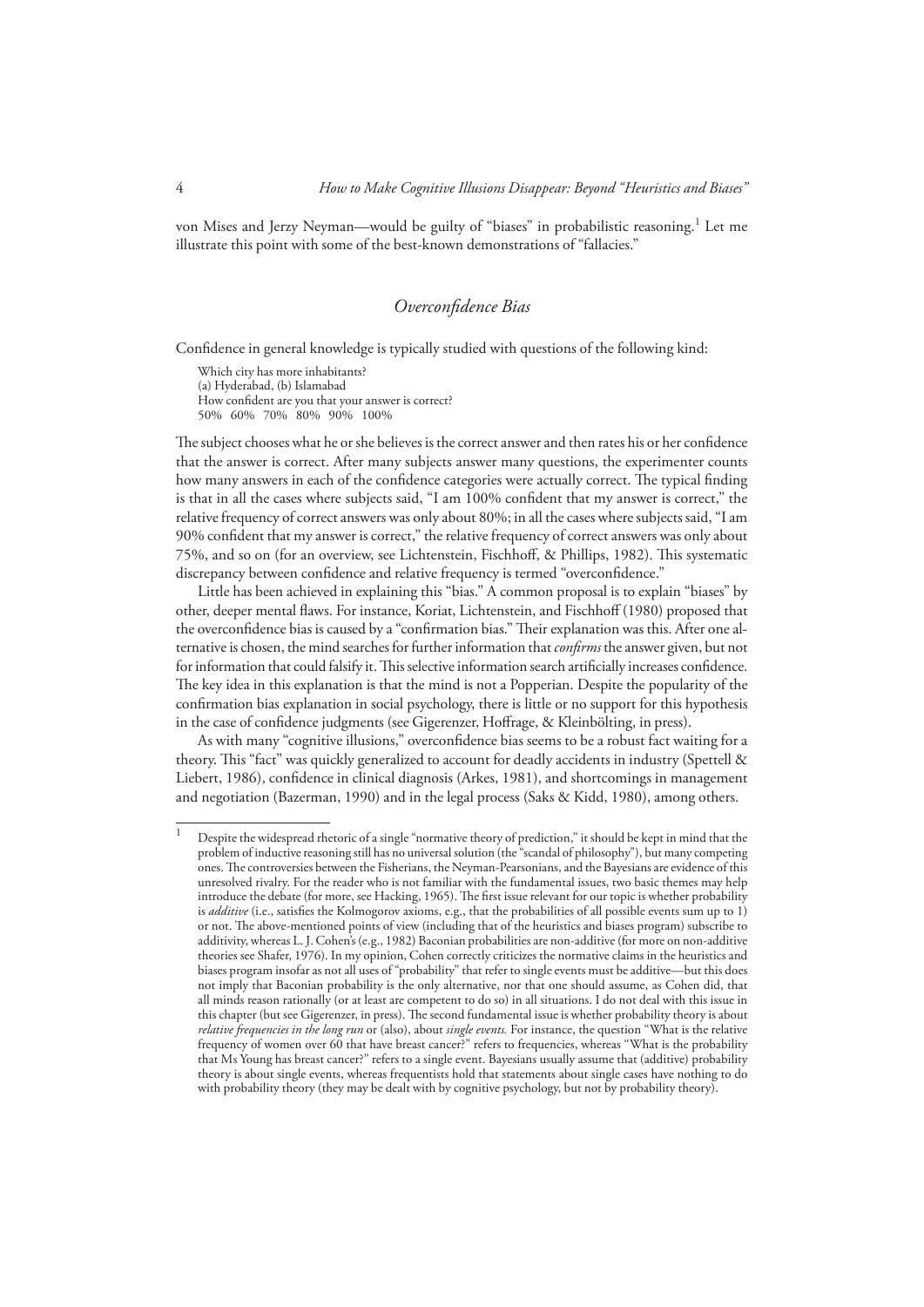von Mises and Jerzy Neyman—would be guilty of "biases" in probabilistic reasoning.[1] Let me illustrate this point with some of the best-known demonstrations of "fallacies."

## *Overconfidence Bias*

Confidence in general knowledge is typically studied with questions of the following kind:

> Which city has more inhabitants?
> (a) Hyderabad, (b) Islamabad
> How confident are you that your answer is correct?
> 50% 60% 70% 80% 90% 100%

The subject chooses what he or she believes is the correct answer and then rates his or her confidence that the answer is correct. After many subjects answer many questions, the experimenter counts how many answers in each of the confidence categories were actually correct. The typical finding is that in all the cases where subjects said, "I am 100% confident that my answer is correct," the relative frequency of correct answers was only about 80%; in all the cases where subjects said, "I am 90% confident that my answer is correct," the relative frequency of correct answers was only about 75%, and so on (for an overview, see Lichtenstein, Fischhoff, & Phillips, 1982). This systematic discrepancy between confidence and relative frequency is termed "overconfidence."

Little has been achieved in explaining this "bias." A common proposal is to explain "biases" by other, deeper mental flaws. For instance, Koriat, Lichtenstein, and Fischhoff (1980) proposed that the overconfidence bias is caused by a "confirmation bias." Their explanation was this. After one alternative is chosen, the mind searches for further information that *confirms* the answer given, but not for information that could falsify it. This selective information search artificially increases confidence. The key idea in this explanation is that the mind is not a Popperian. Despite the popularity of the confirmation bias explanation in social psychology, there is little or no support for this hypothesis in the case of confidence judgments (see Gigerenzer, Hoffrage, & Kleinbölting, in press).

As with many "cognitive illusions," overconfidence bias seems to be a robust fact waiting for a theory. This "fact" was quickly generalized to account for deadly accidents in industry (Spettell & Liebert, 1986), confidence in clinical diagnosis (Arkes, 1981), and shortcomings in management and negotiation (Bazerman, 1990) and in the legal process (Saks & Kidd, 1980), among others.

---

[1] Despite the widespread rhetoric of a single "normative theory of prediction," it should be kept in mind that the problem of inductive reasoning still has no universal solution (the "scandal of philosophy"), but many competing ones. The controversies between the Fisherians, the Neyman-Pearsonians, and the Bayesians are evidence of this unresolved rivalry. For the reader who is not familiar with the fundamental issues, two basic themes may help introduce the debate (for more, see Hacking, 1965). The first issue relevant for our topic is whether probability is *additive* (i.e., satisfies the Kolmogorov axioms, e.g., that the probabilities of all possible events sum up to 1) or not. The above-mentioned points of view (including that of the heuristics and biases program) subscribe to additivity, whereas L. J. Cohen's (e.g., 1982) Baconian probabilities are non-additive (for more on non-additive theories see Shafer, 1976). In my opinion, Cohen correctly criticizes the normative claims in the heuristics and biases program insofar as not all uses of "probability" that refer to single events must be additive—but this does not imply that Baconian probability is the only alternative, nor that one should assume, as Cohen did, that all minds reason rationally (or at least are competent to do so) in all situations. I do not deal with this issue in this chapter (but see Gigerenzer, in press). The second fundamental issue is whether probability theory is about *relative frequencies in the long run* or (also), about *single events.* For instance, the question "What is the relative frequency of women over 60 that have breast cancer?" refers to frequencies, whereas "What is the probability that Ms Young has breast cancer?" refers to a single event. Bayesians usually assume that (additive) probability theory is about single events, whereas frequentists hold that statements about single cases have nothing to do with probability theory (they may be dealt with by cognitive psychology, but not by probability theory).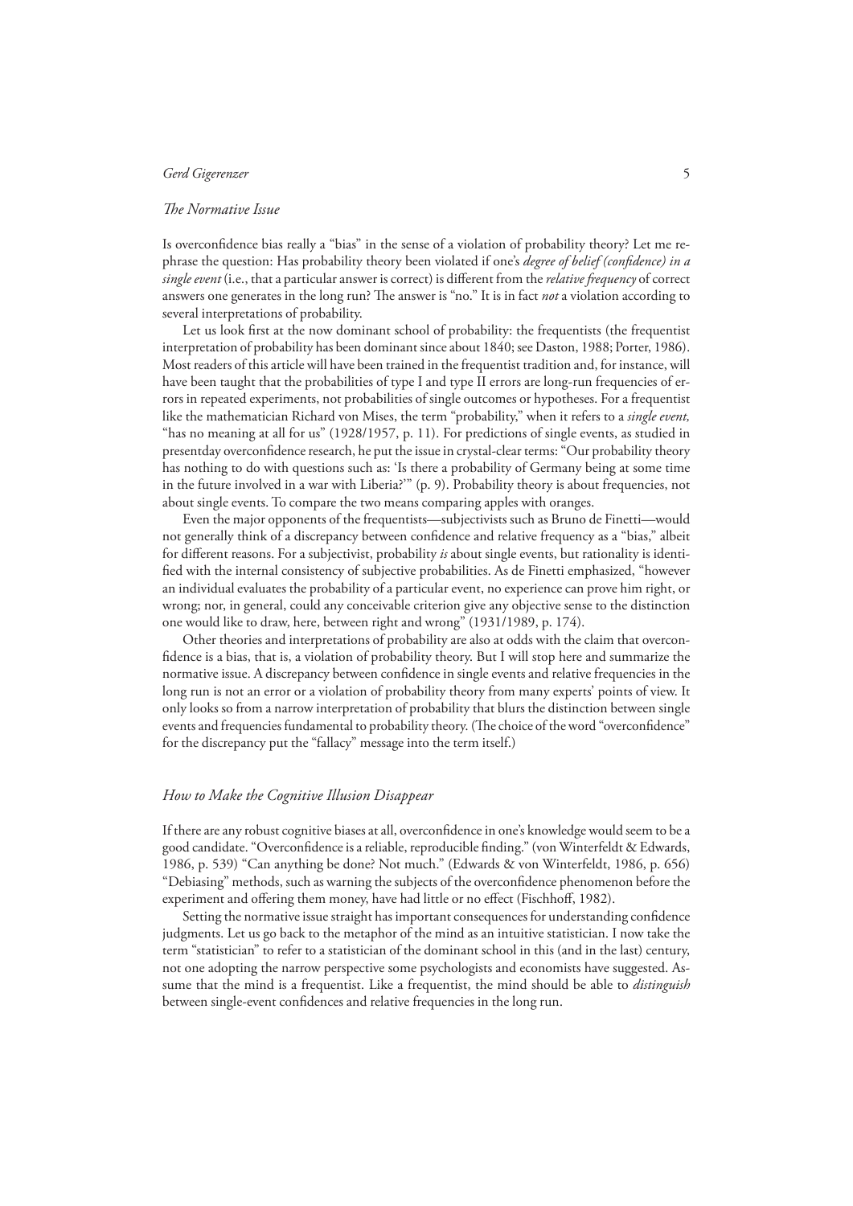### *The Normative Issue*

Is overconfidence bias really a "bias" in the sense of a violation of probability theory? Let me rephrase the question: Has probability theory been violated if one's *degree of belief (confidence) in a single event* (i.e., that a particular answer is correct) is different from the *relative frequency* of correct answers one generates in the long run? The answer is "no." It is in fact *not* a violation according to several interpretations of probability.

Let us look first at the now dominant school of probability: the frequentists (the frequentist interpretation of probability has been dominant since about 1840; see Daston, 1988; Porter, 1986). Most readers of this article will have been trained in the frequentist tradition and, for instance, will have been taught that the probabilities of type I and type II errors are long-run frequencies of errors in repeated experiments, not probabilities of single outcomes or hypotheses. For a frequentist like the mathematician Richard von Mises, the term "probability," when it refers to a *single event,* "has no meaning at all for us" (1928/1957, p. 11). For predictions of single events, as studied in presentday overconfidence research, he put the issue in crystal-clear terms: "Our probability theory has nothing to do with questions such as: 'Is there a probability of Germany being at some time in the future involved in a war with Liberia?'" (p. 9). Probability theory is about frequencies, not about single events. To compare the two means comparing apples with oranges.

Even the major opponents of the frequentists—subjectivists such as Bruno de Finetti—would not generally think of a discrepancy between confidence and relative frequency as a "bias," albeit for different reasons. For a subjectivist, probability *is* about single events, but rationality is identified with the internal consistency of subjective probabilities. As de Finetti emphasized, "however an individual evaluates the probability of a particular event, no experience can prove him right, or wrong; nor, in general, could any conceivable criterion give any objective sense to the distinction one would like to draw, here, between right and wrong" (1931/1989, p. 174).

Other theories and interpretations of probability are also at odds with the claim that overconfidence is a bias, that is, a violation of probability theory. But I will stop here and summarize the normative issue. A discrepancy between confidence in single events and relative frequencies in the long run is not an error or a violation of probability theory from many experts' points of view. It only looks so from a narrow interpretation of probability that blurs the distinction between single events and frequencies fundamental to probability theory. (The choice of the word "overconfidence" for the discrepancy put the "fallacy" message into the term itself.)

### *How to Make the Cognitive Illusion Disappear*

If there are any robust cognitive biases at all, overconfidence in one's knowledge would seem to be a good candidate. "Overconfidence is a reliable, reproducible finding." (von Winterfeldt & Edwards, 1986, p. 539) "Can anything be done? Not much." (Edwards & von Winterfeldt, 1986, p. 656) "Debiasing" methods, such as warning the subjects of the overconfidence phenomenon before the experiment and offering them money, have had little or no effect (Fischhoff, 1982).

Setting the normative issue straight has important consequences for understanding confidence judgments. Let us go back to the metaphor of the mind as an intuitive statistician. I now take the term "statistician" to refer to a statistician of the dominant school in this (and in the last) century, not one adopting the narrow perspective some psychologists and economists have suggested. Assume that the mind is a frequentist. Like a frequentist, the mind should be able to *distinguish* between single-event confidences and relative frequencies in the long run.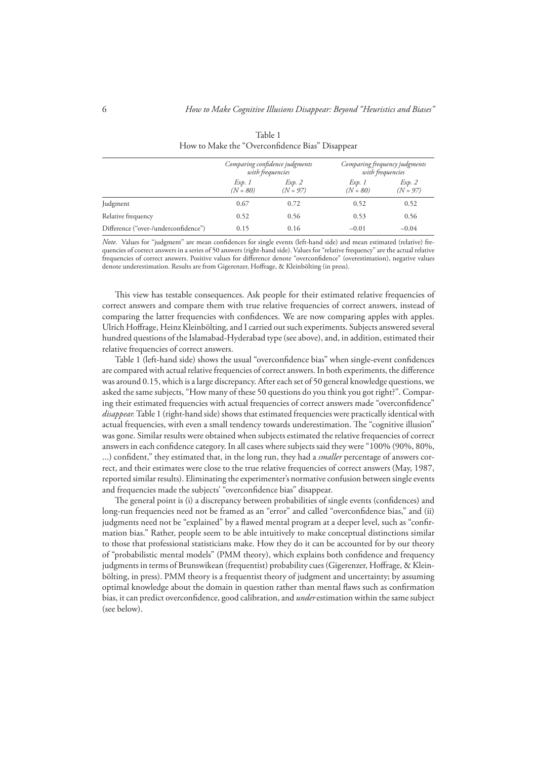Table 1
How to Make the "Overconfidence Bias" Disappear

| | *Comparing confidence judgments with frequencies* | | *Comparing frequency judgments with frequencies* | |
|---|---|---|---|---|
| | *Exp. 1 (N = 80)* | *Exp. 2 (N = 97)* | *Exp. 1 (N = 80)* | *Exp. 2 (N = 97)* |
| Judgment | 0.67 | 0.72 | 0.52 | 0.52 |
| Relative frequency | 0.52 | 0.56 | 0.53 | 0.56 |
| Difference ("over-/underconfidence") | 0.15 | 0.16 | –0.01 | –0.04 |

*Note.* Values for "judgment" are mean confidences for single events (left-hand side) and mean estimated (relative) frequencies of correct answers in a series of 50 answers (right-hand side). Values for "relative frequency" are the actual relative frequencies of correct answers. Positive values for difference denote "overconfidence" (overestimation), negative values denote underestimation. Results are from Gigerenzer, Hoffrage, & Kleinbölting (in press).

This view has testable consequences. Ask people for their estimated relative frequencies of correct answers and compare them with true relative frequencies of correct answers, instead of comparing the latter frequencies with confidences. We are now comparing apples with apples. Ulrich Hoffrage, Heinz Kleinbölting, and I carried out such experiments. Subjects answered several hundred questions of the Islamabad-Hyderabad type (see above), and, in addition, estimated their relative frequencies of correct answers.

Table 1 (left-hand side) shows the usual "overconfidence bias" when single-event confidences are compared with actual relative frequencies of correct answers. In both experiments, the difference was around 0.15, which is a large discrepancy. After each set of 50 general knowledge questions, we asked the same subjects, "How many of these 50 questions do you think you got right?". Comparing their estimated frequencies with actual frequencies of correct answers made "overconfidence" *disappear.* Table 1 (right-hand side) shows that estimated frequencies were practically identical with actual frequencies, with even a small tendency towards underestimation. The "cognitive illusion" was gone. Similar results were obtained when subjects estimated the relative frequencies of correct answers in each confidence category. In all cases where subjects said they were "100% (90%, 80%, ...) confident," they estimated that, in the long run, they had a *smaller* percentage of answers correct, and their estimates were close to the true relative frequencies of correct answers (May, 1987, reported similar results). Eliminating the experimenter's normative confusion between single events and frequencies made the subjects' "overconfidence bias" disappear.

The general point is (i) a discrepancy between probabilities of single events (confidences) and long-run frequencies need not be framed as an "error" and called "overconfidence bias," and (ii) judgments need not be "explained" by a flawed mental program at a deeper level, such as "confirmation bias." Rather, people seem to be able intuitively to make conceptual distinctions similar to those that professional statisticians make. How they do it can be accounted for by our theory of "probabilistic mental models" (PMM theory), which explains both confidence and frequency judgments in terms of Brunswikean (frequentist) probability cues (Gigerenzer, Hoffrage, & Kleinbölting, in press). PMM theory is a frequentist theory of judgment and uncertainty; by assuming optimal knowledge about the domain in question rather than mental flaws such as confirmation bias, it can predict overconfidence, good calibration, and *under*estimation within the same subject (see below).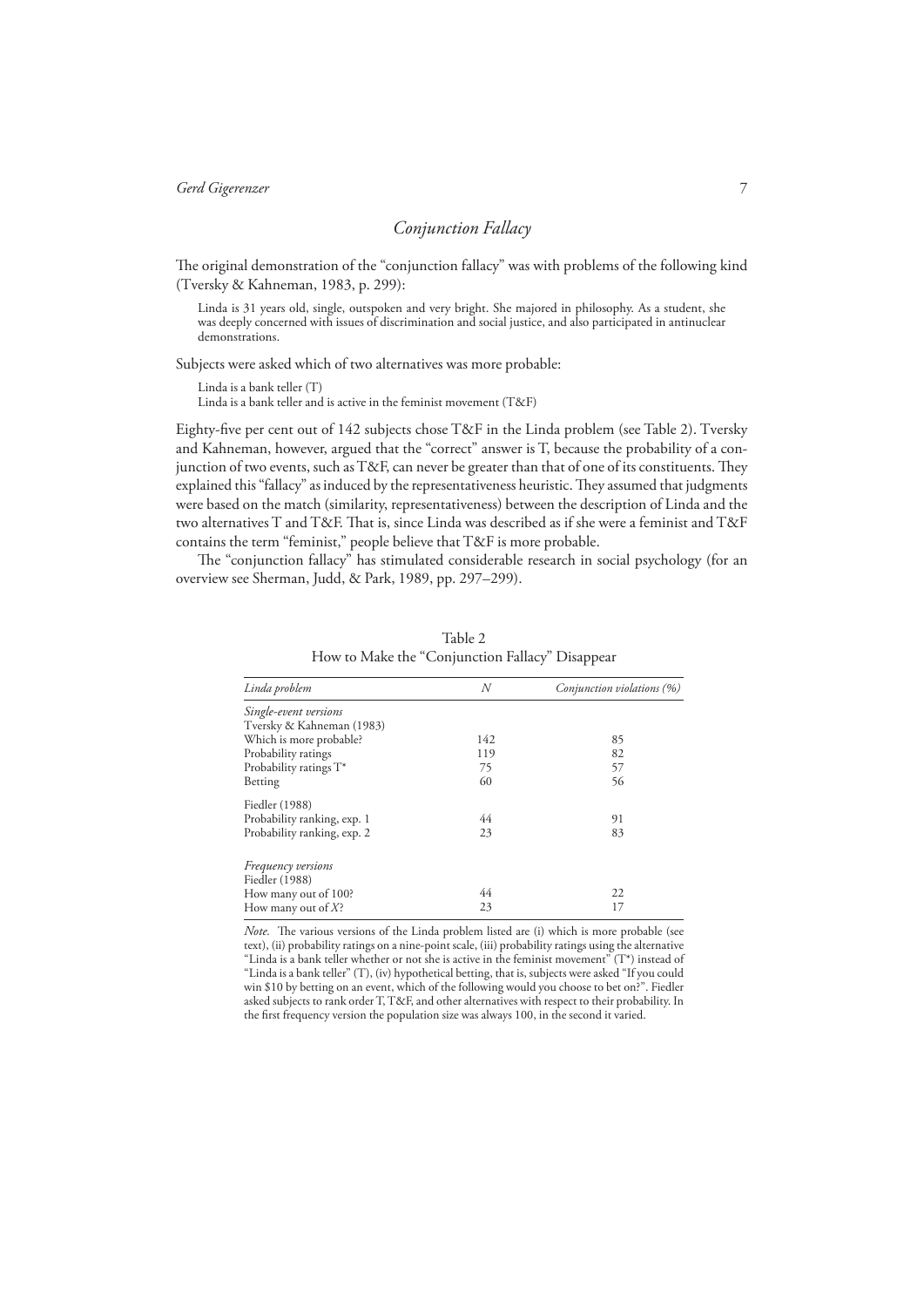## Conjunction Fallacy

The original demonstration of the "conjunction fallacy" was with problems of the following kind (Tversky & Kahneman, 1983, p. 299):

> Linda is 31 years old, single, outspoken and very bright. She majored in philosophy. As a student, she was deeply concerned with issues of discrimination and social justice, and also participated in antinuclear demonstrations.

Subjects were asked which of two alternatives was more probable:

> Linda is a bank teller (T)
> Linda is a bank teller and is active in the feminist movement (T&F)

Eighty-five per cent out of 142 subjects chose T&F in the Linda problem (see Table 2). Tversky and Kahneman, however, argued that the "correct" answer is T, because the probability of a conjunction of two events, such as T&F, can never be greater than that of one of its constituents. They explained this "fallacy" as induced by the representativeness heuristic. They assumed that judgments were based on the match (similarity, representativeness) between the description of Linda and the two alternatives T and T&F. That is, since Linda was described as if she were a feminist and T&F contains the term "feminist," people believe that T&F is more probable.

The "conjunction fallacy" has stimulated considerable research in social psychology (for an overview see Sherman, Judd, & Park, 1989, pp. 297–299).

Table 2
How to Make the "Conjunction Fallacy" Disappear

| *Linda problem* | *N* | *Conjunction violations (%)* |
|---|---|---|
| *Single-event versions* | | |
| Tversky & Kahneman (1983) | | |
| Which is more probable? | 142 | 85 |
| Probability ratings | 119 | 82 |
| Probability ratings T* | 75 | 57 |
| Betting | 60 | 56 |
| Fiedler (1988) | | |
| Probability ranking, exp. 1 | 44 | 91 |
| Probability ranking, exp. 2 | 23 | 83 |
| *Frequency versions* | | |
| Fiedler (1988) | | |
| How many out of 100? | 44 | 22 |
| How many out of *X*? | 23 | 17 |

*Note.* The various versions of the Linda problem listed are (i) which is more probable (see text), (ii) probability ratings on a nine-point scale, (iii) probability ratings using the alternative "Linda is a bank teller whether or not she is active in the feminist movement" (T*) instead of "Linda is a bank teller" (T), (iv) hypothetical betting, that is, subjects were asked "If you could win $10 by betting on an event, which of the following would you choose to bet on?". Fiedler asked subjects to rank order T, T&F, and other alternatives with respect to their probability. In the first frequency version the population size was always 100, in the second it varied.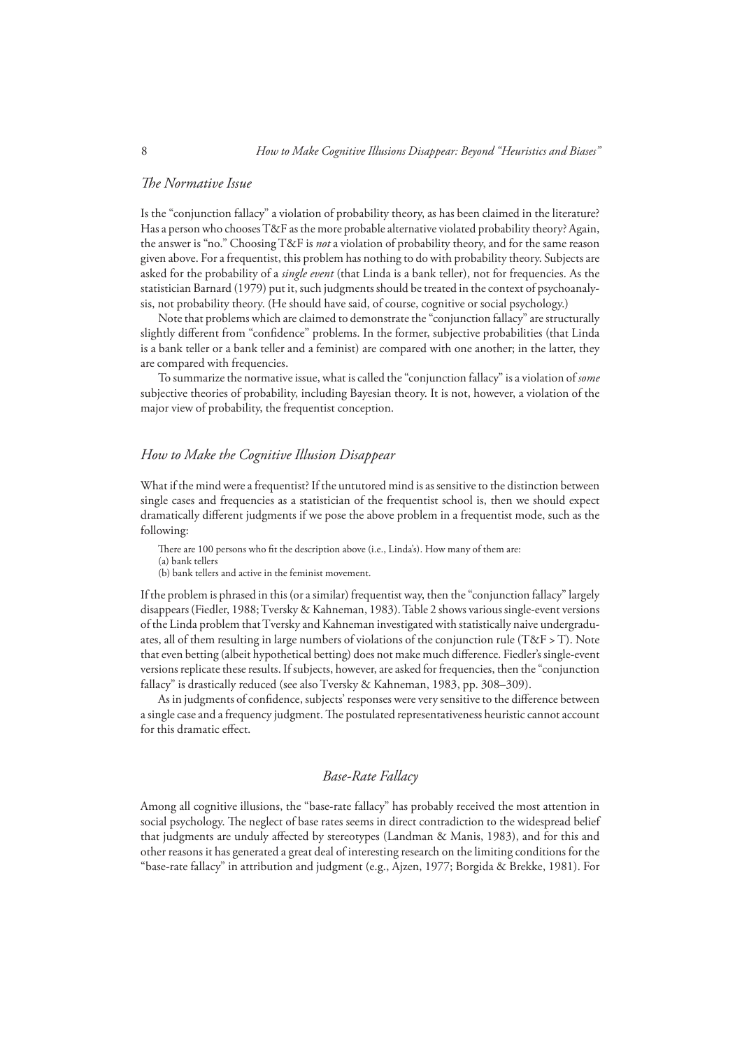### *The Normative Issue*

Is the "conjunction fallacy" a violation of probability theory, as has been claimed in the literature? Has a person who chooses T&F as the more probable alternative violated probability theory? Again, the answer is "no." Choosing T&F is *not* a violation of probability theory, and for the same reason given above. For a frequentist, this problem has nothing to do with probability theory. Subjects are asked for the probability of a *single event* (that Linda is a bank teller), not for frequencies. As the statistician Barnard (1979) put it, such judgments should be treated in the context of psychoanalysis, not probability theory. (He should have said, of course, cognitive or social psychology.)

Note that problems which are claimed to demonstrate the "conjunction fallacy" are structurally slightly different from "confidence" problems. In the former, subjective probabilities (that Linda is a bank teller or a bank teller and a feminist) are compared with one another; in the latter, they are compared with frequencies.

To summarize the normative issue, what is called the "conjunction fallacy" is a violation of *some* subjective theories of probability, including Bayesian theory. It is not, however, a violation of the major view of probability, the frequentist conception.

### *How to Make the Cognitive Illusion Disappear*

What if the mind were a frequentist? If the untutored mind is as sensitive to the distinction between single cases and frequencies as a statistician of the frequentist school is, then we should expect dramatically different judgments if we pose the above problem in a frequentist mode, such as the following:

> There are 100 persons who fit the description above (i.e., Linda's). How many of them are:
> (a) bank tellers
> (b) bank tellers and active in the feminist movement.

If the problem is phrased in this (or a similar) frequentist way, then the "conjunction fallacy" largely disappears (Fiedler, 1988; Tversky & Kahneman, 1983). Table 2 shows various single-event versions of the Linda problem that Tversky and Kahneman investigated with statistically naive undergraduates, all of them resulting in large numbers of violations of the conjunction rule (T&F > T). Note that even betting (albeit hypothetical betting) does not make much difference. Fiedler's single-event versions replicate these results. If subjects, however, are asked for frequencies, then the "conjunction fallacy" is drastically reduced (see also Tversky & Kahneman, 1983, pp. 308–309).

As in judgments of confidence, subjects' responses were very sensitive to the difference between a single case and a frequency judgment. The postulated representativeness heuristic cannot account for this dramatic effect.

## *Base-Rate Fallacy*

Among all cognitive illusions, the "base-rate fallacy" has probably received the most attention in social psychology. The neglect of base rates seems in direct contradiction to the widespread belief that judgments are unduly affected by stereotypes (Landman & Manis, 1983), and for this and other reasons it has generated a great deal of interesting research on the limiting conditions for the "base-rate fallacy" in attribution and judgment (e.g., Ajzen, 1977; Borgida & Brekke, 1981). For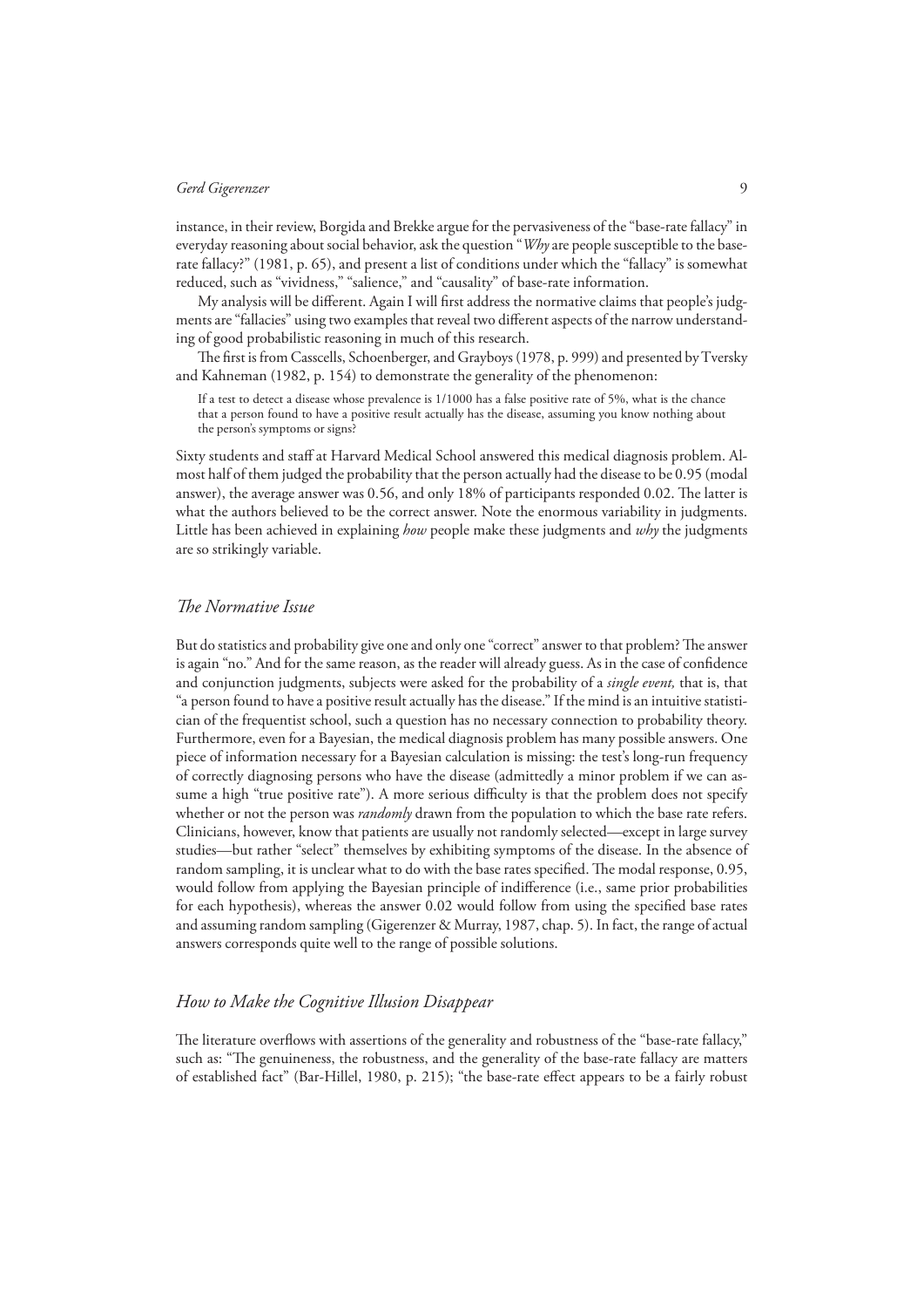instance, in their review, Borgida and Brekke argue for the pervasiveness of the "base-rate fallacy" in everyday reasoning about social behavior, ask the question "*Why* are people susceptible to the base-rate fallacy?" (1981, p. 65), and present a list of conditions under which the "fallacy" is somewhat reduced, such as "vividness," "salience," and "causality" of base-rate information.

My analysis will be different. Again I will first address the normative claims that people's judgments are "fallacies" using two examples that reveal two different aspects of the narrow understanding of good probabilistic reasoning in much of this research.

The first is from Casscells, Schoenberger, and Grayboys (1978, p. 999) and presented by Tversky and Kahneman (1982, p. 154) to demonstrate the generality of the phenomenon:

> If a test to detect a disease whose prevalence is 1/1000 has a false positive rate of 5%, what is the chance that a person found to have a positive result actually has the disease, assuming you know nothing about the person's symptoms or signs?

Sixty students and staff at Harvard Medical School answered this medical diagnosis problem. Almost half of them judged the probability that the person actually had the disease to be 0.95 (modal answer), the average answer was 0.56, and only 18% of participants responded 0.02. The latter is what the authors believed to be the correct answer. Note the enormous variability in judgments. Little has been achieved in explaining *how* people make these judgments and *why* the judgments are so strikingly variable.

### *The Normative Issue*

But do statistics and probability give one and only one "correct" answer to that problem? The answer is again "no." And for the same reason, as the reader will already guess. As in the case of confidence and conjunction judgments, subjects were asked for the probability of a *single event,* that is, that "a person found to have a positive result actually has the disease." If the mind is an intuitive statistician of the frequentist school, such a question has no necessary connection to probability theory. Furthermore, even for a Bayesian, the medical diagnosis problem has many possible answers. One piece of information necessary for a Bayesian calculation is missing: the test's long-run frequency of correctly diagnosing persons who have the disease (admittedly a minor problem if we can assume a high "true positive rate"). A more serious difficulty is that the problem does not specify whether or not the person was *randomly* drawn from the population to which the base rate refers. Clinicians, however, know that patients are usually not randomly selected—except in large survey studies—but rather "select" themselves by exhibiting symptoms of the disease. In the absence of random sampling, it is unclear what to do with the base rates specified. The modal response, 0.95, would follow from applying the Bayesian principle of indifference (i.e., same prior probabilities for each hypothesis), whereas the answer 0.02 would follow from using the specified base rates and assuming random sampling (Gigerenzer & Murray, 1987, chap. 5). In fact, the range of actual answers corresponds quite well to the range of possible solutions.

### *How to Make the Cognitive Illusion Disappear*

The literature overflows with assertions of the generality and robustness of the "base-rate fallacy," such as: "The genuineness, the robustness, and the generality of the base-rate fallacy are matters of established fact" (Bar-Hillel, 1980, p. 215); "the base-rate effect appears to be a fairly robust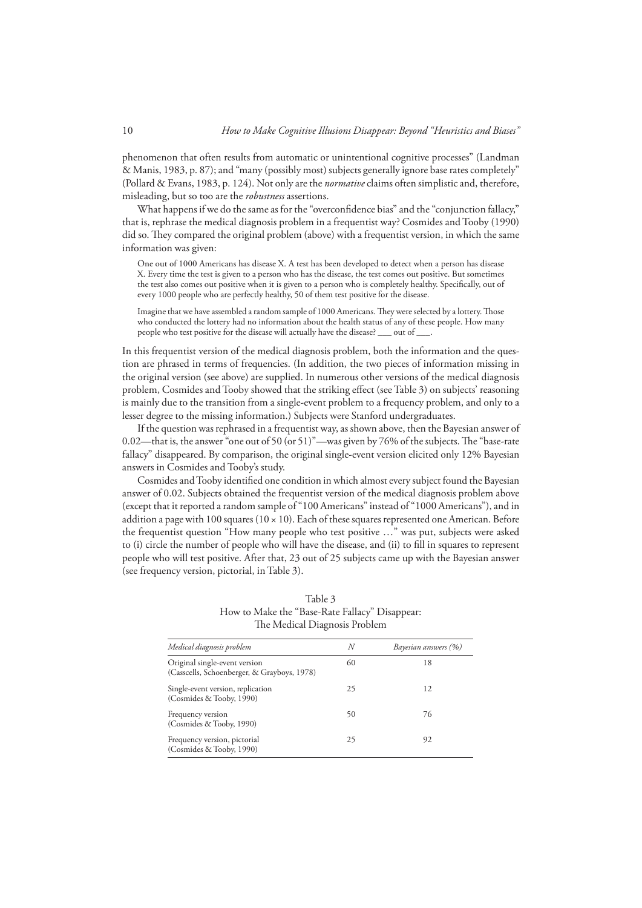phenomenon that often results from automatic or unintentional cognitive processes" (Landman & Manis, 1983, p. 87); and "many (possibly most) subjects generally ignore base rates completely" (Pollard & Evans, 1983, p. 124). Not only are the *normative* claims often simplistic and, therefore, misleading, but so too are the *robustness* assertions.

What happens if we do the same as for the "overconfidence bias" and the "conjunction fallacy," that is, rephrase the medical diagnosis problem in a frequentist way? Cosmides and Tooby (1990) did so. They compared the original problem (above) with a frequentist version, in which the same information was given:

> One out of 1000 Americans has disease X. A test has been developed to detect when a person has disease X. Every time the test is given to a person who has the disease, the test comes out positive. But sometimes the test also comes out positive when it is given to a person who is completely healthy. Specifically, out of every 1000 people who are perfectly healthy, 50 of them test positive for the disease.
>
> Imagine that we have assembled a random sample of 1000 Americans. They were selected by a lottery. Those who conducted the lottery had no information about the health status of any of these people. How many people who test positive for the disease will actually have the disease? ___ out of ___.

In this frequentist version of the medical diagnosis problem, both the information and the question are phrased in terms of frequencies. (In addition, the two pieces of information missing in the original version (see above) are supplied. In numerous other versions of the medical diagnosis problem, Cosmides and Tooby showed that the striking effect (see Table 3) on subjects' reasoning is mainly due to the transition from a single-event problem to a frequency problem, and only to a lesser degree to the missing information.) Subjects were Stanford undergraduates.

If the question was rephrased in a frequentist way, as shown above, then the Bayesian answer of 0.02—that is, the answer "one out of 50 (or 51)"—was given by 76% of the subjects. The "base-rate fallacy" disappeared. By comparison, the original single-event version elicited only 12% Bayesian answers in Cosmides and Tooby's study.

Cosmides and Tooby identified one condition in which almost every subject found the Bayesian answer of 0.02. Subjects obtained the frequentist version of the medical diagnosis problem above (except that it reported a random sample of "100 Americans" instead of "1000 Americans"), and in addition a page with 100 squares ($10 \times 10$). Each of these squares represented one American. Before the frequentist question "How many people who test positive …" was put, subjects were asked to (i) circle the number of people who will have the disease, and (ii) to fill in squares to represent people who will test positive. After that, 23 out of 25 subjects came up with the Bayesian answer (see frequency version, pictorial, in Table 3).

Table 3
How to Make the "Base-Rate Fallacy" Disappear:
The Medical Diagnosis Problem

| *Medical diagnosis problem* | *N* | *Bayesian answers (%)* |
|---|---|---|
| Original single-event version (Casscells, Schoenberger, & Grayboys, 1978) | 60 | 18 |
| Single-event version, replication (Cosmides & Tooby, 1990) | 25 | 12 |
| Frequency version (Cosmides & Tooby, 1990) | 50 | 76 |
| Frequency version, pictorial (Cosmides & Tooby, 1990) | 25 | 92 |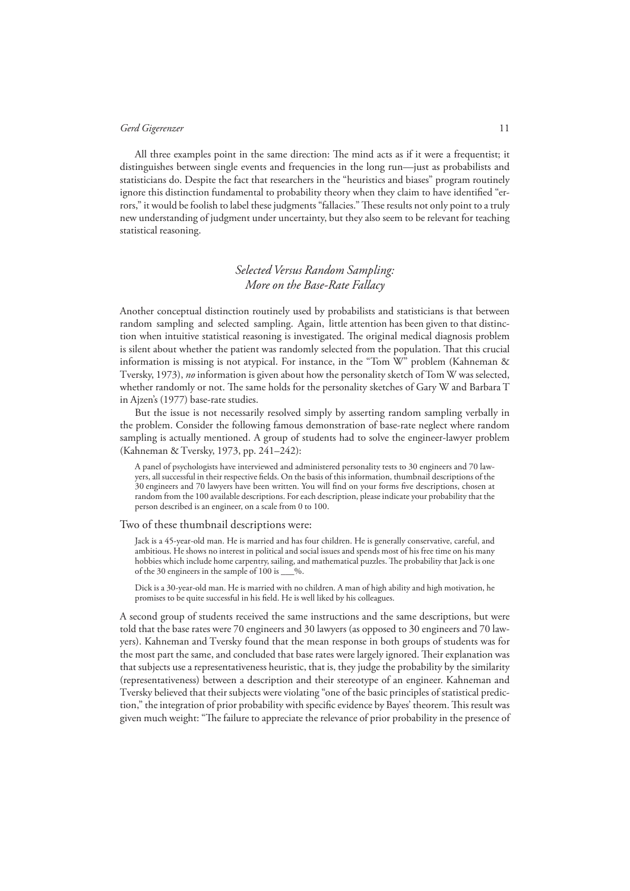All three examples point in the same direction: The mind acts as if it were a frequentist; it distinguishes between single events and frequencies in the long run—just as probabilists and statisticians do. Despite the fact that researchers in the "heuristics and biases" program routinely ignore this distinction fundamental to probability theory when they claim to have identified "errors," it would be foolish to label these judgments "fallacies." These results not only point to a truly new understanding of judgment under uncertainty, but they also seem to be relevant for teaching statistical reasoning.

## *Selected Versus Random Sampling: More on the Base-Rate Fallacy*

Another conceptual distinction routinely used by probabilists and statisticians is that between random sampling and selected sampling. Again, little attention has been given to that distinction when intuitive statistical reasoning is investigated. The original medical diagnosis problem is silent about whether the patient was randomly selected from the population. That this crucial information is missing is not atypical. For instance, in the "Tom W" problem (Kahneman & Tversky, 1973), *no* information is given about how the personality sketch of Tom W was selected, whether randomly or not. The same holds for the personality sketches of Gary W and Barbara T in Ajzen's (1977) base-rate studies.

But the issue is not necessarily resolved simply by asserting random sampling verbally in the problem. Consider the following famous demonstration of base-rate neglect where random sampling is actually mentioned. A group of students had to solve the engineer-lawyer problem (Kahneman & Tversky, 1973, pp. 241–242):

> A panel of psychologists have interviewed and administered personality tests to 30 engineers and 70 lawyers, all successful in their respective fields. On the basis of this information, thumbnail descriptions of the 30 engineers and 70 lawyers have been written. You will find on your forms five descriptions, chosen at random from the 100 available descriptions. For each description, please indicate your probability that the person described is an engineer, on a scale from 0 to 100.

Two of these thumbnail descriptions were:

> Jack is a 45-year-old man. He is married and has four children. He is generally conservative, careful, and ambitious. He shows no interest in political and social issues and spends most of his free time on his many hobbies which include home carpentry, sailing, and mathematical puzzles. The probability that Jack is one of the 30 engineers in the sample of 100 is ___%.

> Dick is a 30-year-old man. He is married with no children. A man of high ability and high motivation, he promises to be quite successful in his field. He is well liked by his colleagues.

A second group of students received the same instructions and the same descriptions, but were told that the base rates were 70 engineers and 30 lawyers (as opposed to 30 engineers and 70 lawyers). Kahneman and Tversky found that the mean response in both groups of students was for the most part the same, and concluded that base rates were largely ignored. Their explanation was that subjects use a representativeness heuristic, that is, they judge the probability by the similarity (representativeness) between a description and their stereotype of an engineer. Kahneman and Tversky believed that their subjects were violating "one of the basic principles of statistical prediction," the integration of prior probability with specific evidence by Bayes' theorem. This result was given much weight: "The failure to appreciate the relevance of prior probability in the presence of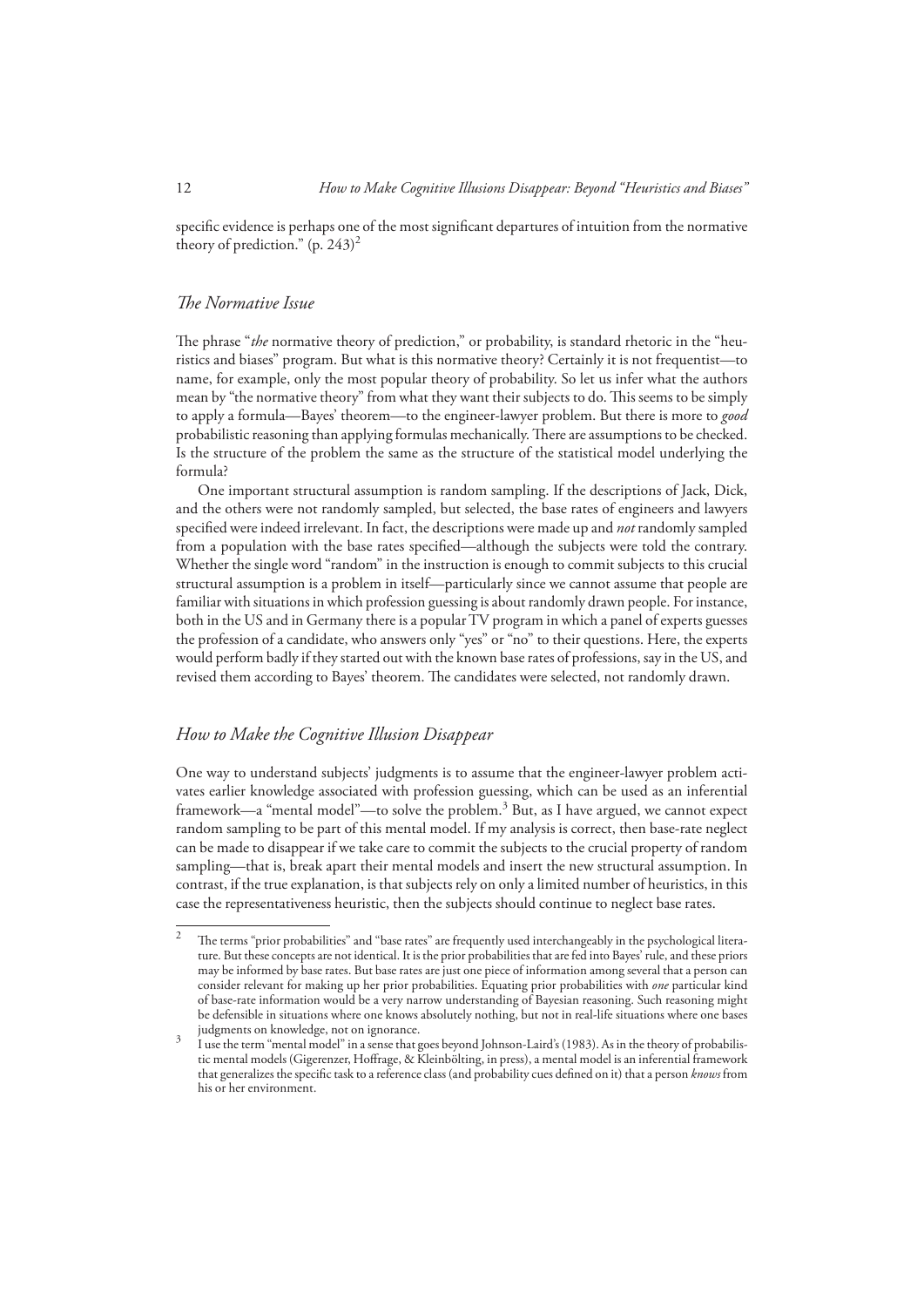specific evidence is perhaps one of the most significant departures of intuition from the normative theory of prediction." (p. 243)[2]

## *The Normative Issue*

The phrase "*the* normative theory of prediction," or probability, is standard rhetoric in the "heuristics and biases" program. But what is this normative theory? Certainly it is not frequentist—to name, for example, only the most popular theory of probability. So let us infer what the authors mean by "the normative theory" from what they want their subjects to do. This seems to be simply to apply a formula—Bayes' theorem—to the engineer-lawyer problem. But there is more to *good* probabilistic reasoning than applying formulas mechanically. There are assumptions to be checked. Is the structure of the problem the same as the structure of the statistical model underlying the formula?

One important structural assumption is random sampling. If the descriptions of Jack, Dick, and the others were not randomly sampled, but selected, the base rates of engineers and lawyers specified were indeed irrelevant. In fact, the descriptions were made up and *not* randomly sampled from a population with the base rates specified—although the subjects were told the contrary. Whether the single word "random" in the instruction is enough to commit subjects to this crucial structural assumption is a problem in itself—particularly since we cannot assume that people are familiar with situations in which profession guessing is about randomly drawn people. For instance, both in the US and in Germany there is a popular TV program in which a panel of experts guesses the profession of a candidate, who answers only "yes" or "no" to their questions. Here, the experts would perform badly if they started out with the known base rates of professions, say in the US, and revised them according to Bayes' theorem. The candidates were selected, not randomly drawn.

## *How to Make the Cognitive Illusion Disappear*

One way to understand subjects' judgments is to assume that the engineer-lawyer problem activates earlier knowledge associated with profession guessing, which can be used as an inferential framework—a "mental model"—to solve the problem.[3] But, as I have argued, we cannot expect random sampling to be part of this mental model. If my analysis is correct, then base-rate neglect can be made to disappear if we take care to commit the subjects to the crucial property of random sampling—that is, break apart their mental models and insert the new structural assumption. In contrast, if the true explanation, is that subjects rely on only a limited number of heuristics, in this case the representativeness heuristic, then the subjects should continue to neglect base rates.

---

[2] The terms "prior probabilities" and "base rates" are frequently used interchangeably in the psychological literature. But these concepts are not identical. It is the prior probabilities that are fed into Bayes' rule, and these priors may be informed by base rates. But base rates are just one piece of information among several that a person can consider relevant for making up her prior probabilities. Equating prior probabilities with *one* particular kind of base-rate information would be a very narrow understanding of Bayesian reasoning. Such reasoning might be defensible in situations where one knows absolutely nothing, but not in real-life situations where one bases judgments on knowledge, not on ignorance.

[3] I use the term "mental model" in a sense that goes beyond Johnson-Laird's (1983). As in the theory of probabilistic mental models (Gigerenzer, Hoffrage, & Kleinbölting, in press), a mental model is an inferential framework that generalizes the specific task to a reference class (and probability cues defined on it) that a person *knows* from his or her environment.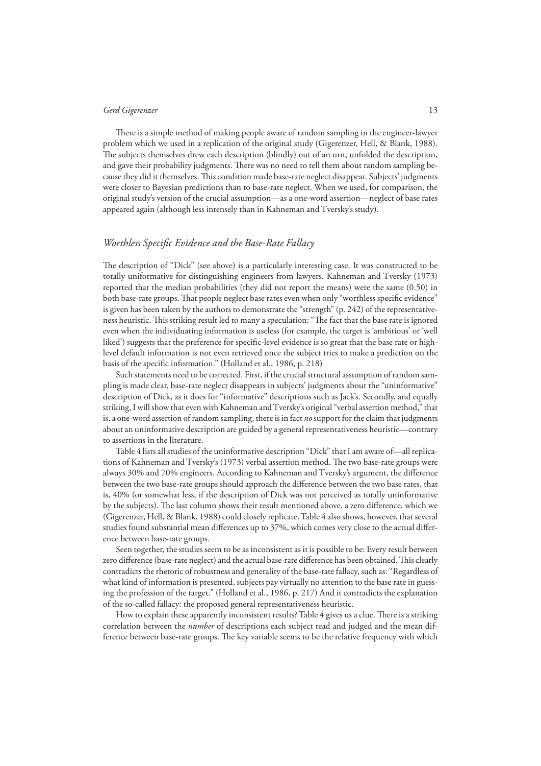There is a simple method of making people aware of random sampling in the engineer-lawyer problem which we used in a replication of the original study (Gigerenzer, Hell, & Blank, 1988). The subjects themselves drew each description (blindly) out of an urn, unfolded the description, and gave their probability judgments. There was no need to tell them about random sampling because they did it themselves. This condition made base-rate neglect disappear. Subjects' judgments were closer to Bayesian predictions than to base-rate neglect. When we used, for comparison, the original study's version of the crucial assumption—as a one-word assertion—neglect of base rates appeared again (although less intensely than in Kahneman and Tversky's study).

## *Worthless Specific Evidence and the Base-Rate Fallacy*

The description of "Dick" (see above) is a particularly interesting case. It was constructed to be totally uninformative for distinguishing engineers from lawyers. Kahneman and Tversky (1973) reported that the median probabilities (they did not report the means) were the same (0.50) in both base-rate groups. That people neglect base rates even when only "worthless specific evidence" is given has been taken by the authors to demonstrate the "strength" (p. 242) of the representativeness heuristic. This striking result led to many a speculation: "The fact that the base rate is ignored even when the individuating information is useless (for example, the target is 'ambitious' or 'well liked') suggests that the preference for specific-level evidence is so great that the base rate or high-level default information is not even retrieved once the subject tries to make a prediction on the basis of the specific information." (Holland et al., 1986, p. 218)

Such statements need to be corrected. First, if the crucial structural assumption of random sampling is made clear, base-rate neglect disappears in subjects' judgments about the "uninformative" description of Dick, as it does for "informative" descriptions such as Jack's. Secondly, and equally striking, I will show that even with Kahneman and Tversky's original "verbal assertion method," that is, a one-word assertion of random sampling, there is in fact *no* support for the claim that judgments about an uninformative description are guided by a general representativeness heuristic—contrary to assertions in the literature.

Table 4 lists all studies of the uninformative description "Dick" that I am aware of—all replications of Kahneman and Tversky's (1973) verbal assertion method. The two base-rate groups were always 30% and 70% engineers. According to Kahneman and Tversky's argument, the difference between the two base-rate groups should approach the difference between the two base rates, that is, 40% (or somewhat less, if the description of Dick was not perceived as totally uninformative by the subjects). The last column shows their result mentioned above, a zero difference, which we (Gigerenzer, Hell, & Blank, 1988) could closely replicate. Table 4 also shows, however, that several studies found substantial mean differences up to 37%, which comes very close to the actual difference between base-rate groups.

Seen together, the studies seem to be as inconsistent as it is possible to be: Every result between zero difference (base-rate neglect) and the actual base-rate difference has been obtained. This clearly contradicts the rhetoric of robustness and generality of the base-rate fallacy, such as: "Regardless of what kind of information is presented, subjects pay virtually no attention to the base rate in guessing the profession of the target." (Holland et al., 1986, p. 217) And it contradicts the explanation of the so-called fallacy: the proposed general representativeness heuristic.

How to explain these apparently inconsistent results? Table 4 gives us a clue. There is a striking correlation between the *number* of descriptions each subject read and judged and the mean difference between base-rate groups. The key variable seems to be the relative frequency with which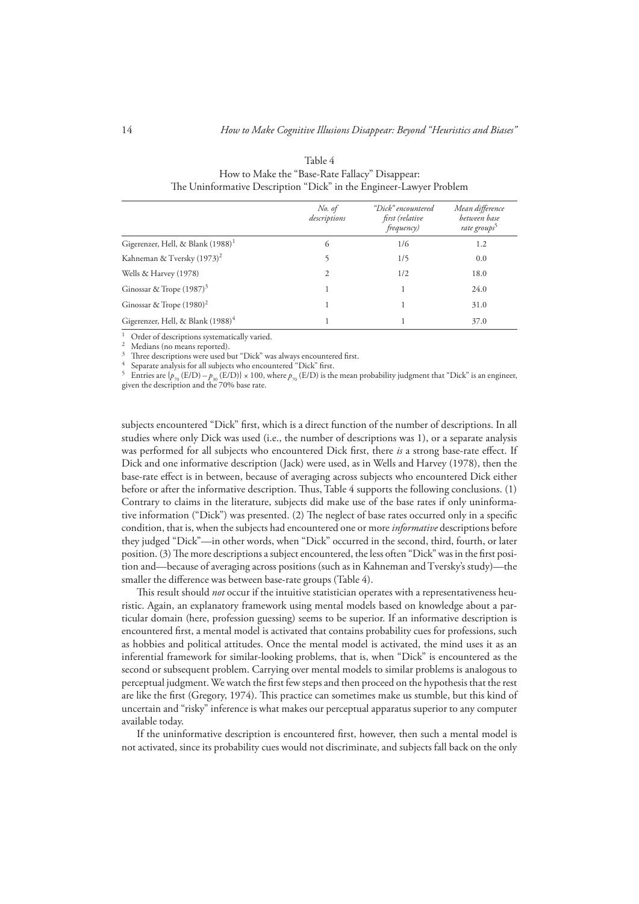Table 4
How to Make the "Base-Rate Fallacy" Disappear:
The Uninformative Description "Dick" in the Engineer-Lawyer Problem

| | *No. of descriptions* | *"Dick" encountered first (relative frequency)* | *Mean difference between base rate groups*[5] |
|---|---|---|---|
| Gigerenzer, Hell, & Blank (1988)[1] | 6 | 1/6 | 1.2 |
| Kahneman & Tversky (1973)[2] | 5 | 1/5 | 0.0 |
| Wells & Harvey (1978) | 2 | 1/2 | 18.0 |
| Ginossar & Trope (1987)[3] | 1 | 1 | 24.0 |
| Ginossar & Trope (1980)[2] | 1 | 1 | 31.0 |
| Gigerenzer, Hell, & Blank (1988)[4] | 1 | 1 | 37.0 |

[1] Order of descriptions systematically varied.
[2] Medians (no means reported).
[3] Three descriptions were used but "Dick" was always encountered first.
[4] Separate analysis for all subjects who encountered "Dick" first.
[5] Entries are $\{p_{70}(E/D) - p_{30}(E/D)\} \times 100$, where $p_{70}(E/D)$ is the mean probability judgment that "Dick" is an engineer, given the description and the 70% base rate.

subjects encountered "Dick" first, which is a direct function of the number of descriptions. In all studies where only Dick was used (i.e., the number of descriptions was 1), or a separate analysis was performed for all subjects who encountered Dick first, there *is* a strong base-rate effect. If Dick and one informative description (Jack) were used, as in Wells and Harvey (1978), then the base-rate effect is in between, because of averaging across subjects who encountered Dick either before or after the informative description. Thus, Table 4 supports the following conclusions. (1) Contrary to claims in the literature, subjects did make use of the base rates if only uninformative information ("Dick") was presented. (2) The neglect of base rates occurred only in a specific condition, that is, when the subjects had encountered one or more *informative* descriptions before they judged "Dick"—in other words, when "Dick" occurred in the second, third, fourth, or later position. (3) The more descriptions a subject encountered, the less often "Dick" was in the first position and—because of averaging across positions (such as in Kahneman and Tversky's study)—the smaller the difference was between base-rate groups (Table 4).

This result should *not* occur if the intuitive statistician operates with a representativeness heuristic. Again, an explanatory framework using mental models based on knowledge about a particular domain (here, profession guessing) seems to be superior. If an informative description is encountered first, a mental model is activated that contains probability cues for professions, such as hobbies and political attitudes. Once the mental model is activated, the mind uses it as an inferential framework for similar-looking problems, that is, when "Dick" is encountered as the second or subsequent problem. Carrying over mental models to similar problems is analogous to perceptual judgment. We watch the first few steps and then proceed on the hypothesis that the rest are like the first (Gregory, 1974). This practice can sometimes make us stumble, but this kind of uncertain and "risky" inference is what makes our perceptual apparatus superior to any computer available today.

If the uninformative description is encountered first, however, then such a mental model is not activated, since its probability cues would not discriminate, and subjects fall back on the only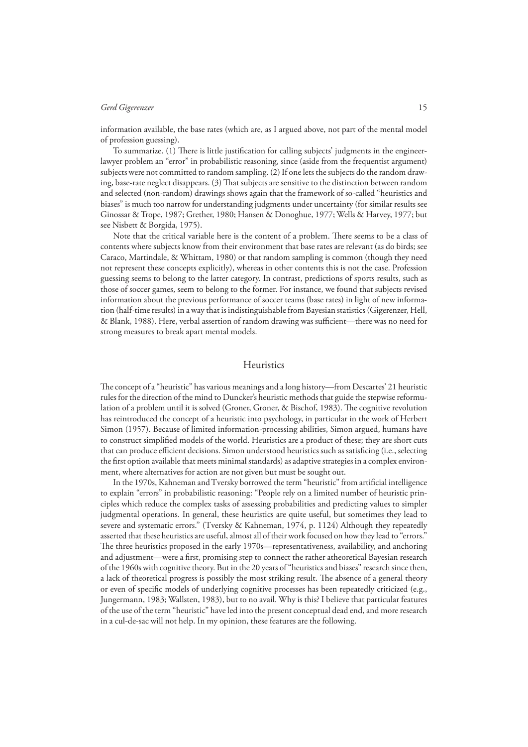information available, the base rates (which are, as I argued above, not part of the mental model of profession guessing).

To summarize. (1) There is little justification for calling subjects' judgments in the engineer-lawyer problem an "error" in probabilistic reasoning, since (aside from the frequentist argument) subjects were not committed to random sampling. (2) If one lets the subjects do the random drawing, base-rate neglect disappears. (3) That subjects are sensitive to the distinction between random and selected (non-random) drawings shows again that the framework of so-called "heuristics and biases" is much too narrow for understanding judgments under uncertainty (for similar results see Ginossar & Trope, 1987; Grether, 1980; Hansen & Donoghue, 1977; Wells & Harvey, 1977; but see Nisbett & Borgida, 1975).

Note that the critical variable here is the content of a problem. There seems to be a class of contents where subjects know from their environment that base rates are relevant (as do birds; see Caraco, Martindale, & Whittam, 1980) or that random sampling is common (though they need not represent these concepts explicitly), whereas in other contents this is not the case. Profession guessing seems to belong to the latter category. In contrast, predictions of sports results, such as those of soccer games, seem to belong to the former. For instance, we found that subjects revised information about the previous performance of soccer teams (base rates) in light of new information (half-time results) in a way that is indistinguishable from Bayesian statistics (Gigerenzer, Hell, & Blank, 1988). Here, verbal assertion of random drawing was sufficient—there was no need for strong measures to break apart mental models.

## Heuristics

The concept of a "heuristic" has various meanings and a long history—from Descartes' 21 heuristic rules for the direction of the mind to Duncker's heuristic methods that guide the stepwise reformulation of a problem until it is solved (Groner, Groner, & Bischof, 1983). The cognitive revolution has reintroduced the concept of a heuristic into psychology, in particular in the work of Herbert Simon (1957). Because of limited information-processing abilities, Simon argued, humans have to construct simplified models of the world. Heuristics are a product of these; they are short cuts that can produce efficient decisions. Simon understood heuristics such as satisficing (i.e., selecting the first option available that meets minimal standards) as adaptive strategies in a complex environment, where alternatives for action are not given but must be sought out.

In the 1970s, Kahneman and Tversky borrowed the term "heuristic" from artificial intelligence to explain "errors" in probabilistic reasoning: "People rely on a limited number of heuristic principles which reduce the complex tasks of assessing probabilities and predicting values to simpler judgmental operations. In general, these heuristics are quite useful, but sometimes they lead to severe and systematic errors." (Tversky & Kahneman, 1974, p. 1124) Although they repeatedly asserted that these heuristics are useful, almost all of their work focused on how they lead to "errors." The three heuristics proposed in the early 1970s—representativeness, availability, and anchoring and adjustment—were a first, promising step to connect the rather atheoretical Bayesian research of the 1960s with cognitive theory. But in the 20 years of "heuristics and biases" research since then, a lack of theoretical progress is possibly the most striking result. The absence of a general theory or even of specific models of underlying cognitive processes has been repeatedly criticized (e.g., Jungermann, 1983; Wallsten, 1983), but to no avail. Why is this? I believe that particular features of the use of the term "heuristic" have led into the present conceptual dead end, and more research in a cul-de-sac will not help. In my opinion, these features are the following.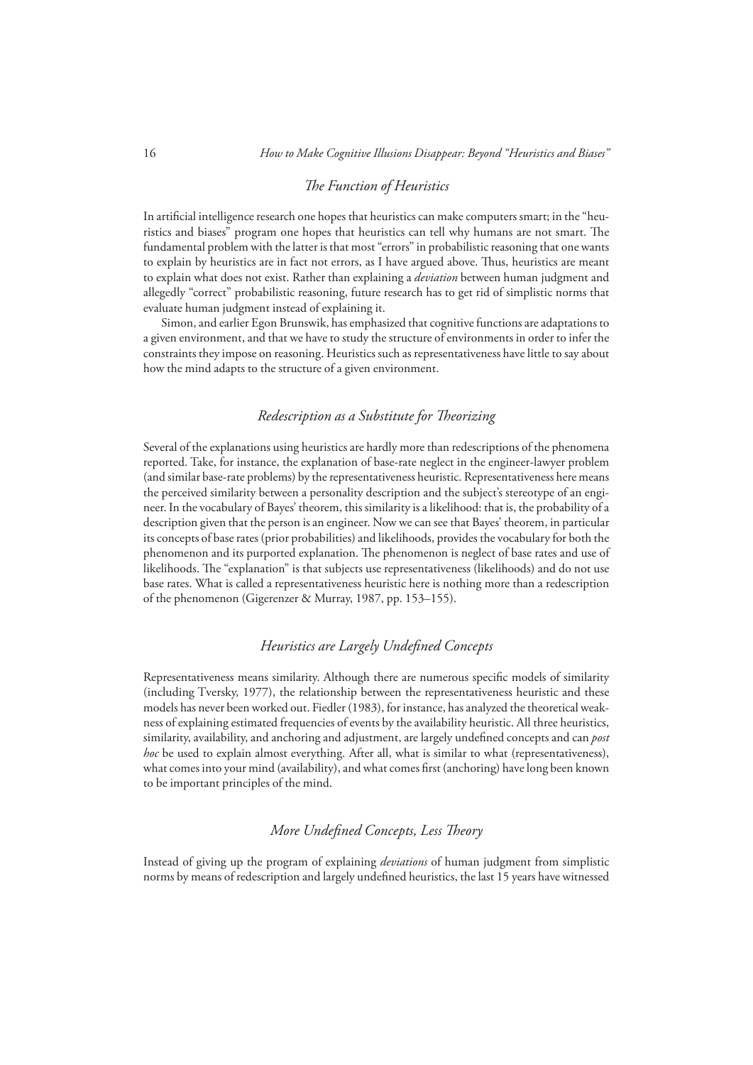### *The Function of Heuristics*

In artificial intelligence research one hopes that heuristics can make computers smart; in the "heuristics and biases" program one hopes that heuristics can tell why humans are not smart. The fundamental problem with the latter is that most "errors" in probabilistic reasoning that one wants to explain by heuristics are in fact not errors, as I have argued above. Thus, heuristics are meant to explain what does not exist. Rather than explaining a *deviation* between human judgment and allegedly "correct" probabilistic reasoning, future research has to get rid of simplistic norms that evaluate human judgment instead of explaining it.

Simon, and earlier Egon Brunswik, has emphasized that cognitive functions are adaptations to a given environment, and that we have to study the structure of environments in order to infer the constraints they impose on reasoning. Heuristics such as representativeness have little to say about how the mind adapts to the structure of a given environment.

### *Redescription as a Substitute for Theorizing*

Several of the explanations using heuristics are hardly more than redescriptions of the phenomena reported. Take, for instance, the explanation of base-rate neglect in the engineer-lawyer problem (and similar base-rate problems) by the representativeness heuristic. Representativeness here means the perceived similarity between a personality description and the subject's stereotype of an engineer. In the vocabulary of Bayes' theorem, this similarity is a likelihood: that is, the probability of a description given that the person is an engineer. Now we can see that Bayes' theorem, in particular its concepts of base rates (prior probabilities) and likelihoods, provides the vocabulary for both the phenomenon and its purported explanation. The phenomenon is neglect of base rates and use of likelihoods. The "explanation" is that subjects use representativeness (likelihoods) and do not use base rates. What is called a representativeness heuristic here is nothing more than a redescription of the phenomenon (Gigerenzer & Murray, 1987, pp. 153–155).

### *Heuristics are Largely Undefined Concepts*

Representativeness means similarity. Although there are numerous specific models of similarity (including Tversky, 1977), the relationship between the representativeness heuristic and these models has never been worked out. Fiedler (1983), for instance, has analyzed the theoretical weakness of explaining estimated frequencies of events by the availability heuristic. All three heuristics, similarity, availability, and anchoring and adjustment, are largely undefined concepts and can *post hoc* be used to explain almost everything. After all, what is similar to what (representativeness), what comes into your mind (availability), and what comes first (anchoring) have long been known to be important principles of the mind.

### *More Undefined Concepts, Less Theory*

Instead of giving up the program of explaining *deviations* of human judgment from simplistic norms by means of redescription and largely undefined heuristics, the last 15 years have witnessed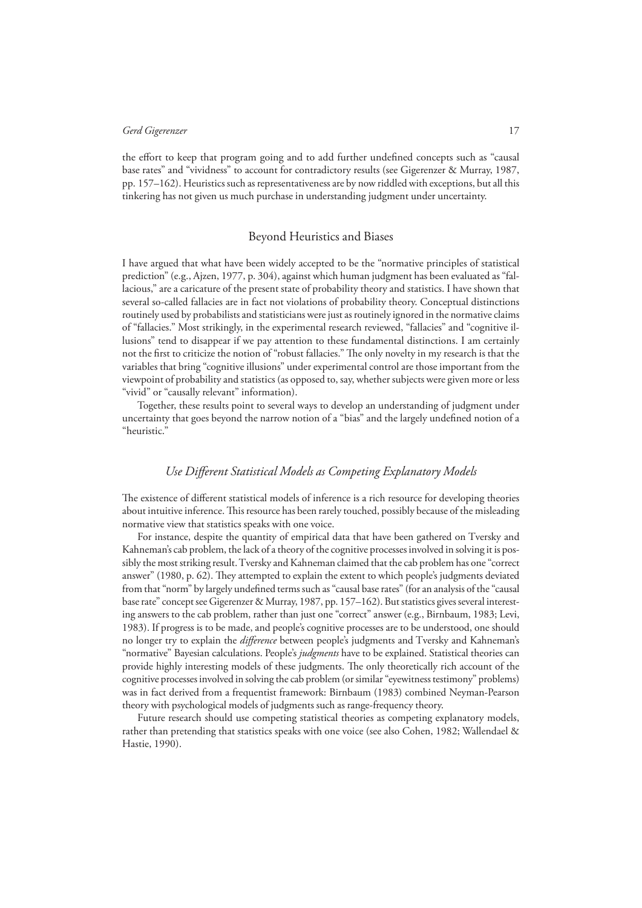the effort to keep that program going and to add further undefined concepts such as "causal base rates" and "vividness" to account for contradictory results (see Gigerenzer & Murray, 1987, pp. 157–162). Heuristics such as representativeness are by now riddled with exceptions, but all this tinkering has not given us much purchase in understanding judgment under uncertainty.

## Beyond Heuristics and Biases

I have argued that what have been widely accepted to be the "normative principles of statistical prediction" (e.g., Ajzen, 1977, p. 304), against which human judgment has been evaluated as "fallacious," are a caricature of the present state of probability theory and statistics. I have shown that several so-called fallacies are in fact not violations of probability theory. Conceptual distinctions routinely used by probabilists and statisticians were just as routinely ignored in the normative claims of "fallacies." Most strikingly, in the experimental research reviewed, "fallacies" and "cognitive illusions" tend to disappear if we pay attention to these fundamental distinctions. I am certainly not the first to criticize the notion of "robust fallacies." The only novelty in my research is that the variables that bring "cognitive illusions" under experimental control are those important from the viewpoint of probability and statistics (as opposed to, say, whether subjects were given more or less "vivid" or "causally relevant" information).

Together, these results point to several ways to develop an understanding of judgment under uncertainty that goes beyond the narrow notion of a "bias" and the largely undefined notion of a "heuristic."

### *Use Different Statistical Models as Competing Explanatory Models*

The existence of different statistical models of inference is a rich resource for developing theories about intuitive inference. This resource has been rarely touched, possibly because of the misleading normative view that statistics speaks with one voice.

For instance, despite the quantity of empirical data that have been gathered on Tversky and Kahneman's cab problem, the lack of a theory of the cognitive processes involved in solving it is possibly the most striking result. Tversky and Kahneman claimed that the cab problem has one "correct answer" (1980, p. 62). They attempted to explain the extent to which people's judgments deviated from that "norm" by largely undefined terms such as "causal base rates" (for an analysis of the "causal base rate" concept see Gigerenzer & Murray, 1987, pp. 157–162). But statistics gives several interesting answers to the cab problem, rather than just one "correct" answer (e.g., Birnbaum, 1983; Levi, 1983). If progress is to be made, and people's cognitive processes are to be understood, one should no longer try to explain the *difference* between people's judgments and Tversky and Kahneman's "normative" Bayesian calculations. People's *judgments* have to be explained. Statistical theories can provide highly interesting models of these judgments. The only theoretically rich account of the cognitive processes involved in solving the cab problem (or similar "eyewitness testimony" problems) was in fact derived from a frequentist framework: Birnbaum (1983) combined Neyman-Pearson theory with psychological models of judgments such as range-frequency theory.

Future research should use competing statistical theories as competing explanatory models, rather than pretending that statistics speaks with one voice (see also Cohen, 1982; Wallendael & Hastie, 1990).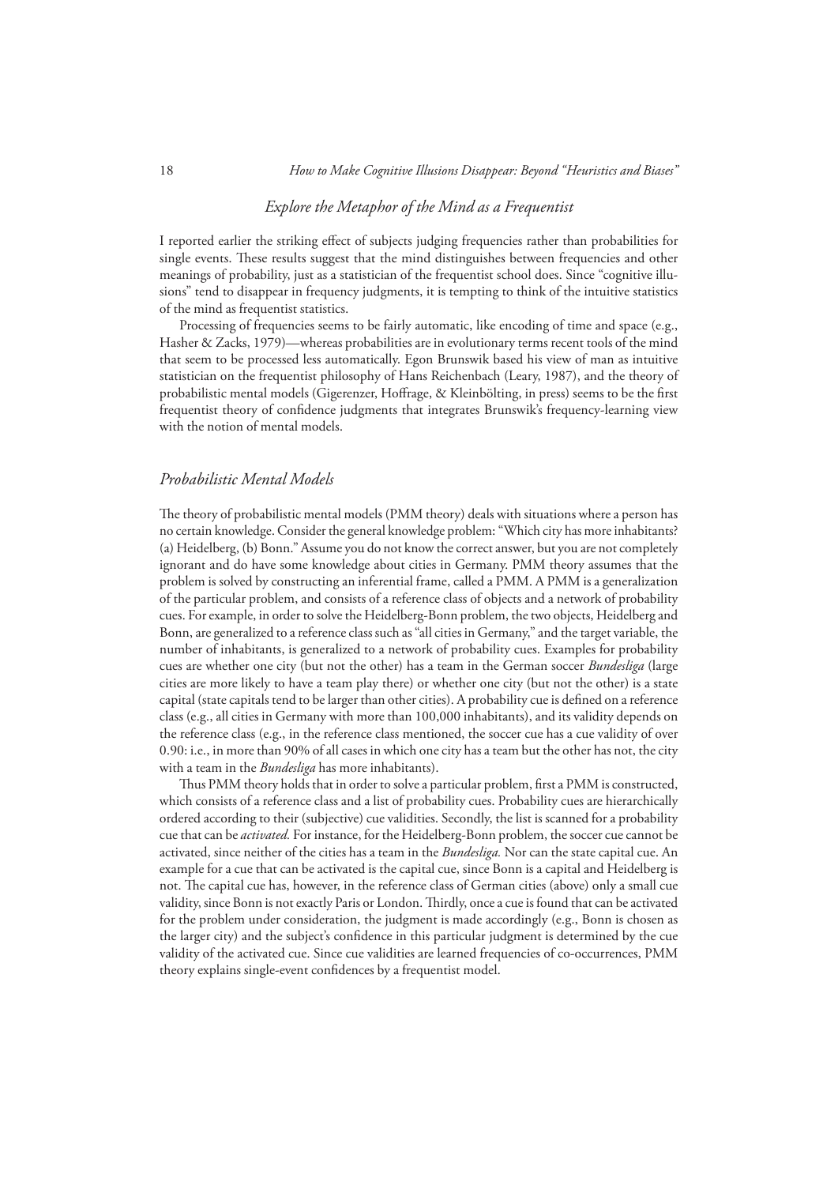### *Explore the Metaphor of the Mind as a Frequentist*

I reported earlier the striking effect of subjects judging frequencies rather than probabilities for single events. These results suggest that the mind distinguishes between frequencies and other meanings of probability, just as a statistician of the frequentist school does. Since "cognitive illusions" tend to disappear in frequency judgments, it is tempting to think of the intuitive statistics of the mind as frequentist statistics.

Processing of frequencies seems to be fairly automatic, like encoding of time and space (e.g., Hasher & Zacks, 1979)—whereas probabilities are in evolutionary terms recent tools of the mind that seem to be processed less automatically. Egon Brunswik based his view of man as intuitive statistician on the frequentist philosophy of Hans Reichenbach (Leary, 1987), and the theory of probabilistic mental models (Gigerenzer, Hoffrage, & Kleinbölting, in press) seems to be the first frequentist theory of confidence judgments that integrates Brunswik's frequency-learning view with the notion of mental models.

## *Probabilistic Mental Models*

The theory of probabilistic mental models (PMM theory) deals with situations where a person has no certain knowledge. Consider the general knowledge problem: "Which city has more inhabitants? (a) Heidelberg, (b) Bonn." Assume you do not know the correct answer, but you are not completely ignorant and do have some knowledge about cities in Germany. PMM theory assumes that the problem is solved by constructing an inferential frame, called a PMM. A PMM is a generalization of the particular problem, and consists of a reference class of objects and a network of probability cues. For example, in order to solve the Heidelberg-Bonn problem, the two objects, Heidelberg and Bonn, are generalized to a reference class such as "all cities in Germany," and the target variable, the number of inhabitants, is generalized to a network of probability cues. Examples for probability cues are whether one city (but not the other) has a team in the German soccer *Bundesliga* (large cities are more likely to have a team play there) or whether one city (but not the other) is a state capital (state capitals tend to be larger than other cities). A probability cue is defined on a reference class (e.g., all cities in Germany with more than 100,000 inhabitants), and its validity depends on the reference class (e.g., in the reference class mentioned, the soccer cue has a cue validity of over 0.90: i.e., in more than 90% of all cases in which one city has a team but the other has not, the city with a team in the *Bundesliga* has more inhabitants).

Thus PMM theory holds that in order to solve a particular problem, first a PMM is constructed, which consists of a reference class and a list of probability cues. Probability cues are hierarchically ordered according to their (subjective) cue validities. Secondly, the list is scanned for a probability cue that can be *activated.* For instance, for the Heidelberg-Bonn problem, the soccer cue cannot be activated, since neither of the cities has a team in the *Bundesliga.* Nor can the state capital cue. An example for a cue that can be activated is the capital cue, since Bonn is a capital and Heidelberg is not. The capital cue has, however, in the reference class of German cities (above) only a small cue validity, since Bonn is not exactly Paris or London. Thirdly, once a cue is found that can be activated for the problem under consideration, the judgment is made accordingly (e.g., Bonn is chosen as the larger city) and the subject's confidence in this particular judgment is determined by the cue validity of the activated cue. Since cue validities are learned frequencies of co-occurrences, PMM theory explains single-event confidences by a frequentist model.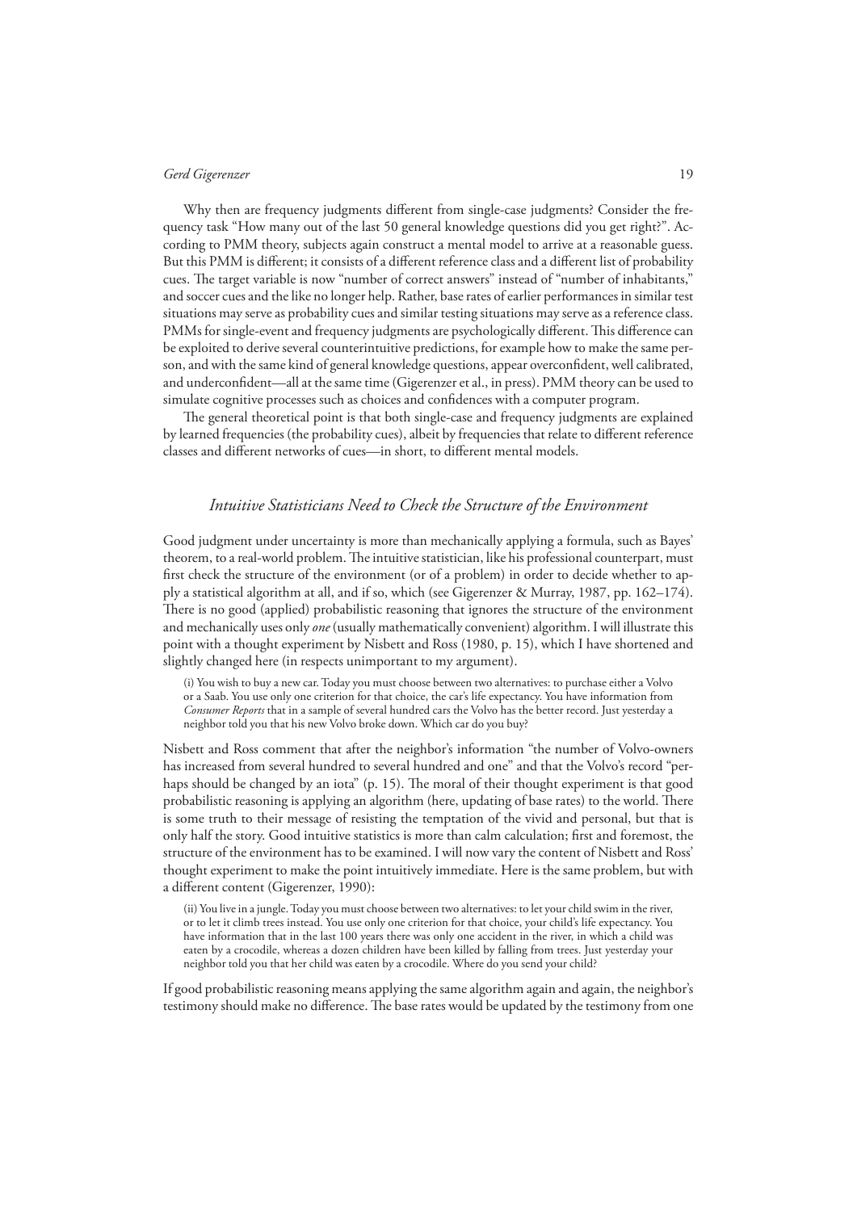Why then are frequency judgments different from single-case judgments? Consider the frequency task "How many out of the last 50 general knowledge questions did you get right?". According to PMM theory, subjects again construct a mental model to arrive at a reasonable guess. But this PMM is different; it consists of a different reference class and a different list of probability cues. The target variable is now "number of correct answers" instead of "number of inhabitants," and soccer cues and the like no longer help. Rather, base rates of earlier performances in similar test situations may serve as probability cues and similar testing situations may serve as a reference class. PMMs for single-event and frequency judgments are psychologically different. This difference can be exploited to derive several counterintuitive predictions, for example how to make the same person, and with the same kind of general knowledge questions, appear overconfident, well calibrated, and underconfident—all at the same time (Gigerenzer et al., in press). PMM theory can be used to simulate cognitive processes such as choices and confidences with a computer program.

The general theoretical point is that both single-case and frequency judgments are explained by learned frequencies (the probability cues), albeit by frequencies that relate to different reference classes and different networks of cues—in short, to different mental models.

## *Intuitive Statisticians Need to Check the Structure of the Environment*

Good judgment under uncertainty is more than mechanically applying a formula, such as Bayes' theorem, to a real-world problem. The intuitive statistician, like his professional counterpart, must first check the structure of the environment (or of a problem) in order to decide whether to apply a statistical algorithm at all, and if so, which (see Gigerenzer & Murray, 1987, pp. 162–174). There is no good (applied) probabilistic reasoning that ignores the structure of the environment and mechanically uses only *one* (usually mathematically convenient) algorithm. I will illustrate this point with a thought experiment by Nisbett and Ross (1980, p. 15), which I have shortened and slightly changed here (in respects unimportant to my argument).

> (i) You wish to buy a new car. Today you must choose between two alternatives: to purchase either a Volvo or a Saab. You use only one criterion for that choice, the car's life expectancy. You have information from *Consumer Reports* that in a sample of several hundred cars the Volvo has the better record. Just yesterday a neighbor told you that his new Volvo broke down. Which car do you buy?

Nisbett and Ross comment that after the neighbor's information "the number of Volvo-owners has increased from several hundred to several hundred and one" and that the Volvo's record "perhaps should be changed by an iota" (p. 15). The moral of their thought experiment is that good probabilistic reasoning is applying an algorithm (here, updating of base rates) to the world. There is some truth to their message of resisting the temptation of the vivid and personal, but that is only half the story. Good intuitive statistics is more than calm calculation; first and foremost, the structure of the environment has to be examined. I will now vary the content of Nisbett and Ross' thought experiment to make the point intuitively immediate. Here is the same problem, but with a different content (Gigerenzer, 1990):

> (ii) You live in a jungle. Today you must choose between two alternatives: to let your child swim in the river, or to let it climb trees instead. You use only one criterion for that choice, your child's life expectancy. You have information that in the last 100 years there was only one accident in the river, in which a child was eaten by a crocodile, whereas a dozen children have been killed by falling from trees. Just yesterday your neighbor told you that her child was eaten by a crocodile. Where do you send your child?

If good probabilistic reasoning means applying the same algorithm again and again, the neighbor's testimony should make no difference. The base rates would be updated by the testimony from one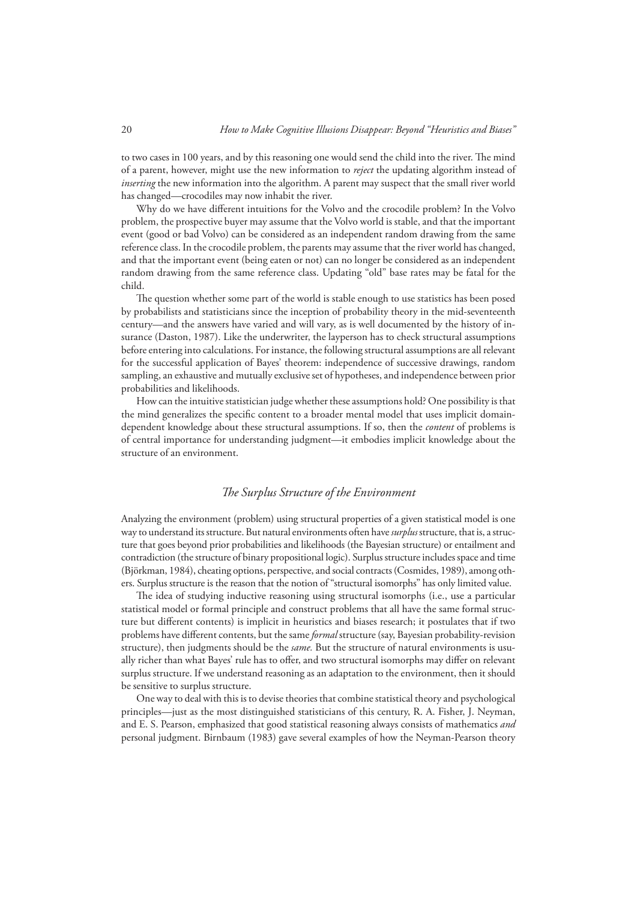to two cases in 100 years, and by this reasoning one would send the child into the river. The mind of a parent, however, might use the new information to *reject* the updating algorithm instead of *inserting* the new information into the algorithm. A parent may suspect that the small river world has changed—crocodiles may now inhabit the river.

Why do we have different intuitions for the Volvo and the crocodile problem? In the Volvo problem, the prospective buyer may assume that the Volvo world is stable, and that the important event (good or bad Volvo) can be considered as an independent random drawing from the same reference class. In the crocodile problem, the parents may assume that the river world has changed, and that the important event (being eaten or not) can no longer be considered as an independent random drawing from the same reference class. Updating "old" base rates may be fatal for the child.

The question whether some part of the world is stable enough to use statistics has been posed by probabilists and statisticians since the inception of probability theory in the mid-seventeenth century—and the answers have varied and will vary, as is well documented by the history of insurance (Daston, 1987). Like the underwriter, the layperson has to check structural assumptions before entering into calculations. For instance, the following structural assumptions are all relevant for the successful application of Bayes' theorem: independence of successive drawings, random sampling, an exhaustive and mutually exclusive set of hypotheses, and independence between prior probabilities and likelihoods.

How can the intuitive statistician judge whether these assumptions hold? One possibility is that the mind generalizes the specific content to a broader mental model that uses implicit domain-dependent knowledge about these structural assumptions. If so, then the *content* of problems is of central importance for understanding judgment—it embodies implicit knowledge about the structure of an environment.

## *The Surplus Structure of the Environment*

Analyzing the environment (problem) using structural properties of a given statistical model is one way to understand its structure. But natural environments often have *surplus* structure, that is, a structure that goes beyond prior probabilities and likelihoods (the Bayesian structure) or entailment and contradiction (the structure of binary propositional logic). Surplus structure includes space and time (Björkman, 1984), cheating options, perspective, and social contracts (Cosmides, 1989), among others. Surplus structure is the reason that the notion of "structural isomorphs" has only limited value.

The idea of studying inductive reasoning using structural isomorphs (i.e., use a particular statistical model or formal principle and construct problems that all have the same formal structure but different contents) is implicit in heuristics and biases research; it postulates that if two problems have different contents, but the same *formal* structure (say, Bayesian probability-revision structure), then judgments should be the *same.* But the structure of natural environments is usually richer than what Bayes' rule has to offer, and two structural isomorphs may differ on relevant surplus structure. If we understand reasoning as an adaptation to the environment, then it should be sensitive to surplus structure.

One way to deal with this is to devise theories that combine statistical theory and psychological principles—just as the most distinguished statisticians of this century, R. A. Fisher, J. Neyman, and E. S. Pearson, emphasized that good statistical reasoning always consists of mathematics *and* personal judgment. Birnbaum (1983) gave several examples of how the Neyman-Pearson theory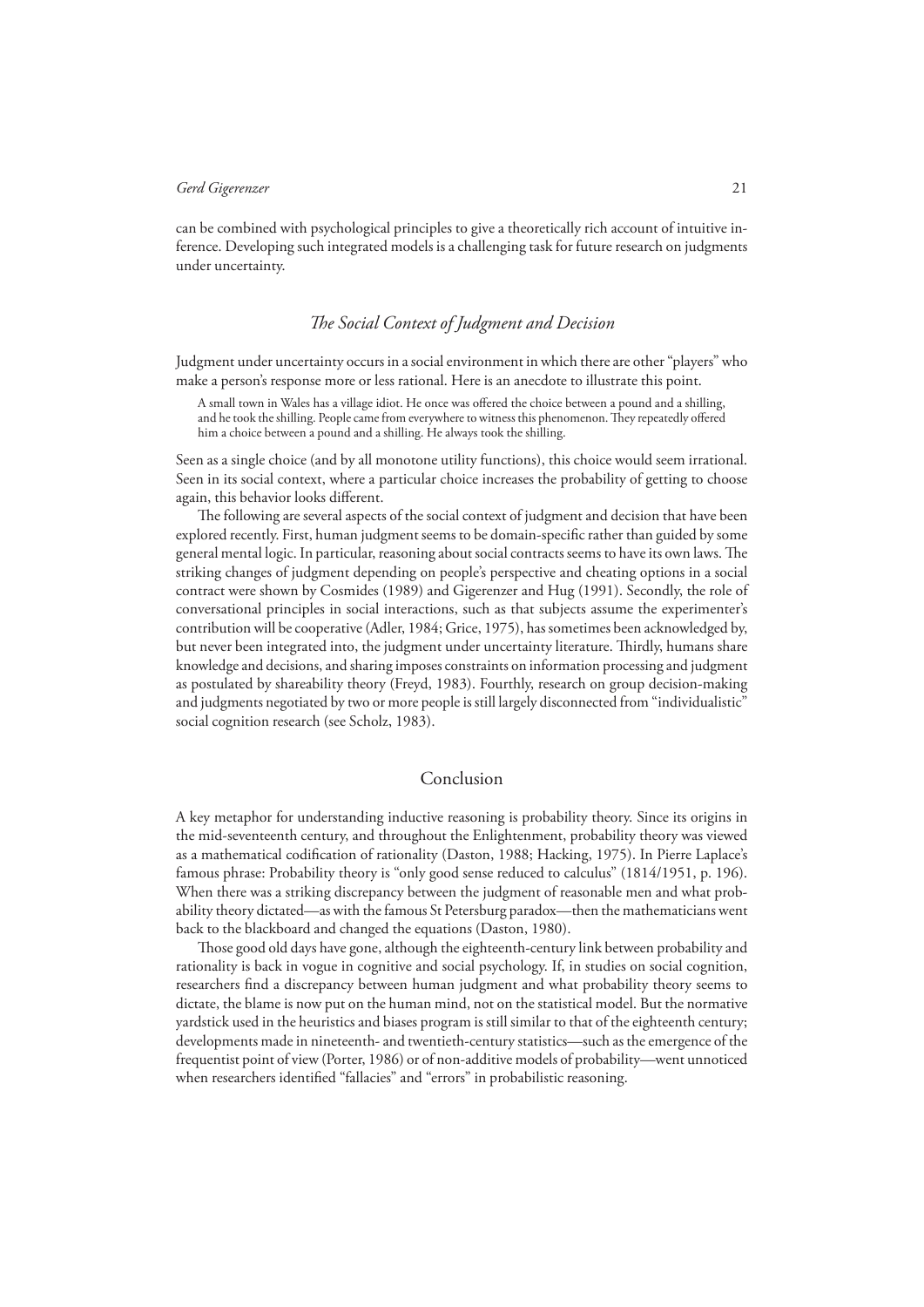can be combined with psychological principles to give a theoretically rich account of intuitive inference. Developing such integrated models is a challenging task for future research on judgments under uncertainty.

### *The Social Context of Judgment and Decision*

Judgment under uncertainty occurs in a social environment in which there are other "players" who make a person's response more or less rational. Here is an anecdote to illustrate this point.

> A small town in Wales has a village idiot. He once was offered the choice between a pound and a shilling, and he took the shilling. People came from everywhere to witness this phenomenon. They repeatedly offered him a choice between a pound and a shilling. He always took the shilling.

Seen as a single choice (and by all monotone utility functions), this choice would seem irrational. Seen in its social context, where a particular choice increases the probability of getting to choose again, this behavior looks different.

The following are several aspects of the social context of judgment and decision that have been explored recently. First, human judgment seems to be domain-specific rather than guided by some general mental logic. In particular, reasoning about social contracts seems to have its own laws. The striking changes of judgment depending on people's perspective and cheating options in a social contract were shown by Cosmides (1989) and Gigerenzer and Hug (1991). Secondly, the role of conversational principles in social interactions, such as that subjects assume the experimenter's contribution will be cooperative (Adler, 1984; Grice, 1975), has sometimes been acknowledged by, but never been integrated into, the judgment under uncertainty literature. Thirdly, humans share knowledge and decisions, and sharing imposes constraints on information processing and judgment as postulated by shareability theory (Freyd, 1983). Fourthly, research on group decision-making and judgments negotiated by two or more people is still largely disconnected from "individualistic" social cognition research (see Scholz, 1983).

## Conclusion

A key metaphor for understanding inductive reasoning is probability theory. Since its origins in the mid-seventeenth century, and throughout the Enlightenment, probability theory was viewed as a mathematical codification of rationality (Daston, 1988; Hacking, 1975). In Pierre Laplace's famous phrase: Probability theory is "only good sense reduced to calculus" (1814/1951, p. 196). When there was a striking discrepancy between the judgment of reasonable men and what probability theory dictated—as with the famous St Petersburg paradox—then the mathematicians went back to the blackboard and changed the equations (Daston, 1980).

Those good old days have gone, although the eighteenth-century link between probability and rationality is back in vogue in cognitive and social psychology. If, in studies on social cognition, researchers find a discrepancy between human judgment and what probability theory seems to dictate, the blame is now put on the human mind, not on the statistical model. But the normative yardstick used in the heuristics and biases program is still similar to that of the eighteenth century; developments made in nineteenth- and twentieth-century statistics—such as the emergence of the frequentist point of view (Porter, 1986) or of non-additive models of probability—went unnoticed when researchers identified "fallacies" and "errors" in probabilistic reasoning.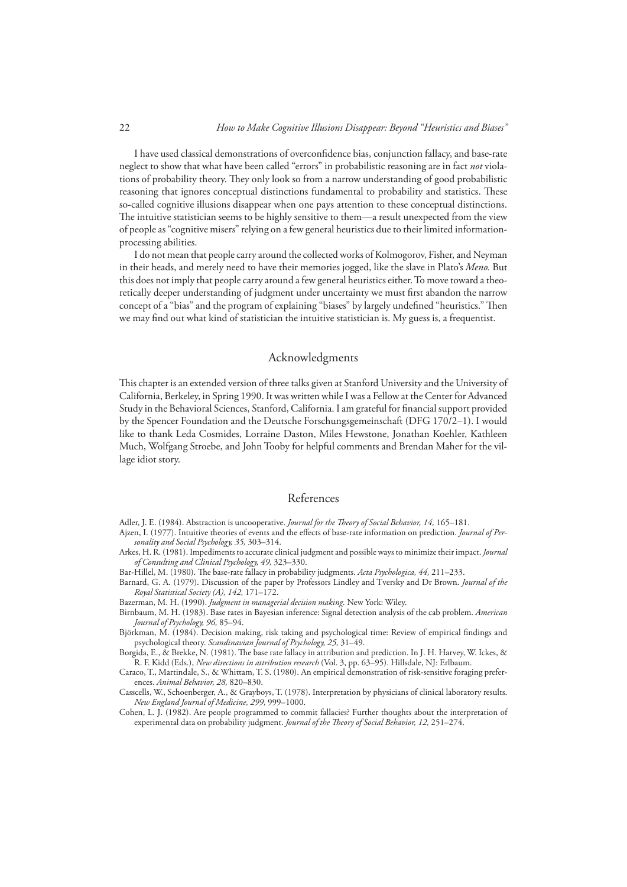I have used classical demonstrations of overconfidence bias, conjunction fallacy, and base-rate neglect to show that what have been called "errors" in probabilistic reasoning are in fact *not* violations of probability theory. They only look so from a narrow understanding of good probabilistic reasoning that ignores conceptual distinctions fundamental to probability and statistics. These so-called cognitive illusions disappear when one pays attention to these conceptual distinctions. The intuitive statistician seems to be highly sensitive to them—a result unexpected from the view of people as "cognitive misers" relying on a few general heuristics due to their limited information-processing abilities.

I do not mean that people carry around the collected works of Kolmogorov, Fisher, and Neyman in their heads, and merely need to have their memories jogged, like the slave in Plato's *Meno.* But this does not imply that people carry around a few general heuristics either. To move toward a theoretically deeper understanding of judgment under uncertainty we must first abandon the narrow concept of a "bias" and the program of explaining "biases" by largely undefined "heuristics." Then we may find out what kind of statistician the intuitive statistician is. My guess is, a frequentist.

## Acknowledgments

This chapter is an extended version of three talks given at Stanford University and the University of California, Berkeley, in Spring 1990. It was written while I was a Fellow at the Center for Advanced Study in the Behavioral Sciences, Stanford, California. I am grateful for financial support provided by the Spencer Foundation and the Deutsche Forschungsgemeinschaft (DFG 170/2–1). I would like to thank Leda Cosmides, Lorraine Daston, Miles Hewstone, Jonathan Koehler, Kathleen Much, Wolfgang Stroebe, and John Tooby for helpful comments and Brendan Maher for the village idiot story.

## References

Adler, J. E. (1984). Abstraction is uncooperative. *Journal for the Theory of Social Behavior, 14,* 165–181.

Ajzen, I. (1977). Intuitive theories of events and the effects of base-rate information on prediction. *Journal of Personality and Social Psychology, 35,* 303–314.

Arkes, H. R. (1981). Impediments to accurate clinical judgment and possible ways to minimize their impact. *Journal of Consulting and Clinical Psychology, 49,* 323–330.

Bar-Hillel, M. (1980). The base-rate fallacy in probability judgments. *Acta Psychologica, 44,* 211–233.

Barnard, G. A. (1979). Discussion of the paper by Professors Lindley and Tversky and Dr Brown. *Journal of the Royal Statistical Society (A), 142,* 171–172.

Bazerman, M. H. (1990). *Judgment in managerial decision making.* New York: Wiley.

Birnbaum, M. H. (1983). Base rates in Bayesian inference: Signal detection analysis of the cab problem. *American Journal of Psychology, 96,* 85–94.

Björkman, M. (1984). Decision making, risk taking and psychological time: Review of empirical findings and psychological theory. *Scandinavian Journal of Psychology, 25,* 31–49.

Borgida, E., & Brekke, N. (1981). The base rate fallacy in attribution and prediction. In J. H. Harvey, W. Ickes, & R. F. Kidd (Eds.), *New directions in attribution research* (Vol. 3, pp. 63–95). Hillsdale, NJ: Erlbaum.

Caraco, T., Martindale, S., & Whittam, T. S. (1980). An empirical demonstration of risk-sensitive foraging preferences. *Animal Behavior, 28,* 820–830.

Casscells, W., Schoenberger, A., & Grayboys, T. (1978). Interpretation by physicians of clinical laboratory results. *New England Journal of Medicine, 299,* 999–1000.

Cohen, L. J. (1982). Are people programmed to commit fallacies? Further thoughts about the interpretation of experimental data on probability judgment. *Journal of the Theory of Social Behavior, 12,* 251–274.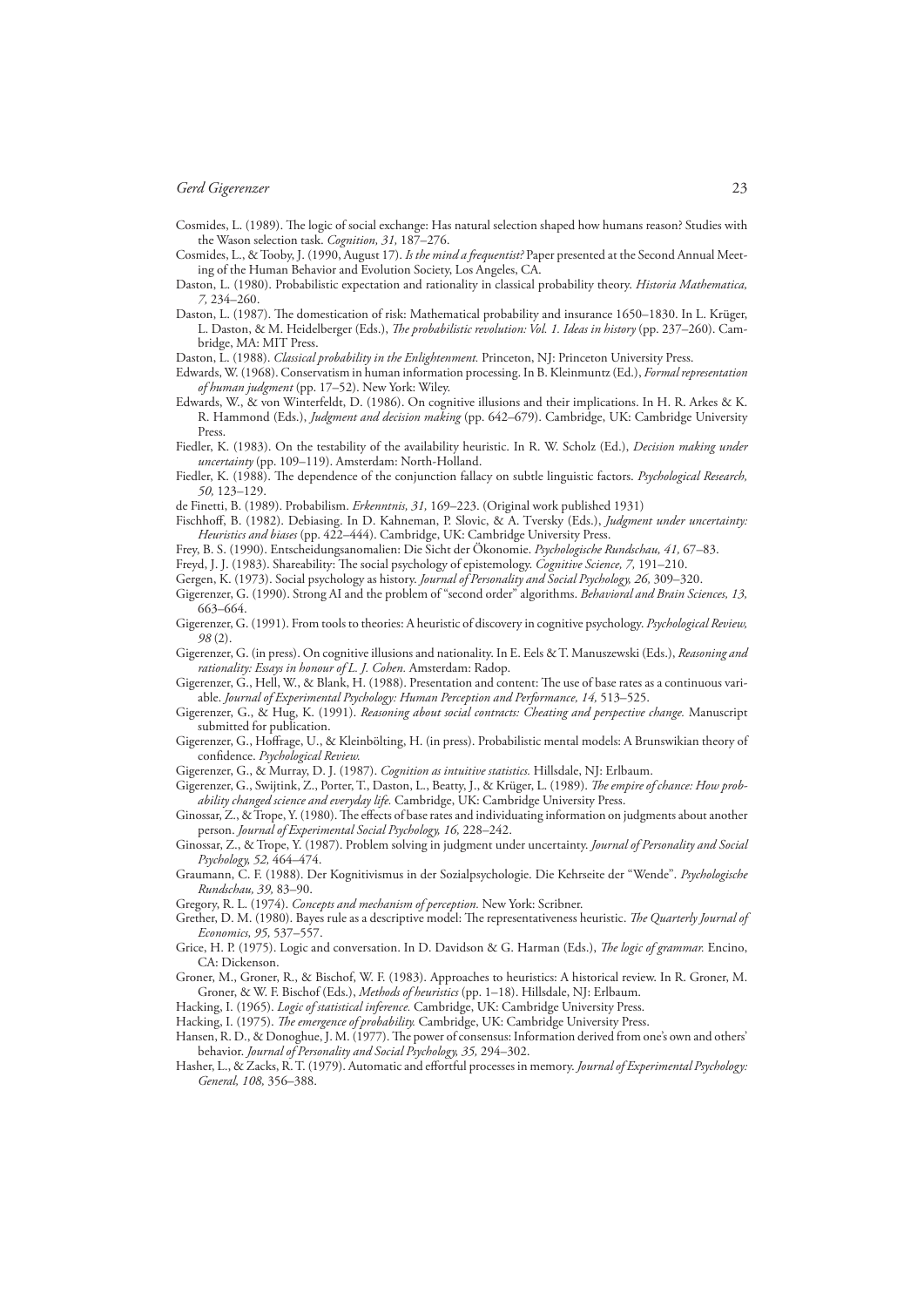Cosmides, L. (1989). The logic of social exchange: Has natural selection shaped how humans reason? Studies with the Wason selection task. *Cognition, 31,* 187–276.

Cosmides, L., & Tooby, J. (1990, August 17). *Is the mind a frequentist?* Paper presented at the Second Annual Meeting of the Human Behavior and Evolution Society, Los Angeles, CA.

Daston, L. (1980). Probabilistic expectation and rationality in classical probability theory. *Historia Mathematica, 7,* 234–260.

Daston, L. (1987). The domestication of risk: Mathematical probability and insurance 1650–1830. In L. Krüger, L. Daston, & M. Heidelberger (Eds.), *The probabilistic revolution: Vol. 1. Ideas in history* (pp. 237–260). Cambridge, MA: MIT Press.

Daston, L. (1988). *Classical probability in the Enlightenment.* Princeton, NJ: Princeton University Press.

Edwards, W. (1968). Conservatism in human information processing. In B. Kleinmuntz (Ed.), *Formal representation of human judgment* (pp. 17–52). New York: Wiley.

Edwards, W., & von Winterfeldt, D. (1986). On cognitive illusions and their implications. In H. R. Arkes & K. R. Hammond (Eds.), *Judgment and decision making* (pp. 642–679). Cambridge, UK: Cambridge University Press.

Fiedler, K. (1983). On the testability of the availability heuristic. In R. W. Scholz (Ed.), *Decision making under uncertainty* (pp. 109–119). Amsterdam: North-Holland.

Fiedler, K. (1988). The dependence of the conjunction fallacy on subtle linguistic factors. *Psychological Research, 50,* 123–129.

de Finetti, B. (1989). Probabilism. *Erkenntnis, 31,* 169–223. (Original work published 1931)

Fischhoff, B. (1982). Debiasing. In D. Kahneman, P. Slovic, & A. Tversky (Eds.), *Judgment under uncertainty: Heuristics and biases* (pp. 422–444). Cambridge, UK: Cambridge University Press.

Frey, B. S. (1990). Entscheidungsanomalien: Die Sicht der Ökonomie. *Psychologische Rundschau, 41,* 67–83.

Freyd, J. J. (1983). Shareability: The social psychology of epistemology. *Cognitive Science, 7,* 191–210.

Gergen, K. (1973). Social psychology as history. *Journal of Personality and Social Psychology, 26,* 309–320.

Gigerenzer, G. (1990). Strong AI and the problem of "second order" algorithms. *Behavioral and Brain Sciences, 13,* 663–664.

Gigerenzer, G. (1991). From tools to theories: A heuristic of discovery in cognitive psychology. *Psychological Review, 98* (2).

Gigerenzer, G. (in press). On cognitive illusions and nationality. In E. Eels & T. Manuszewski (Eds.), *Reasoning and rationality: Essays in honour of L. J. Cohen.* Amsterdam: Radop.

Gigerenzer, G., Hell, W., & Blank, H. (1988). Presentation and content: The use of base rates as a continuous variable. *Journal of Experimental Psychology: Human Perception and Performance, 14,* 513–525.

Gigerenzer, G., & Hug, K. (1991). *Reasoning about social contracts: Cheating and perspective change.* Manuscript submitted for publication.

Gigerenzer, G., Hoffrage, U., & Kleinbölting, H. (in press). Probabilistic mental models: A Brunswikian theory of confidence. *Psychological Review.*

Gigerenzer, G., & Murray, D. J. (1987). *Cognition as intuitive statistics.* Hillsdale, NJ: Erlbaum.

Gigerenzer, G., Swijtink, Z., Porter, T., Daston, L., Beatty, J., & Krüger, L. (1989). *The empire of chance: How probability changed science and everyday life.* Cambridge, UK: Cambridge University Press.

Ginossar, Z., & Trope, Y. (1980). The effects of base rates and individuating information on judgments about another person. *Journal of Experimental Social Psychology, 16,* 228–242.

Ginossar, Z., & Trope, Y. (1987). Problem solving in judgment under uncertainty. *Journal of Personality and Social Psychology, 52,* 464–474.

Graumann, C. F. (1988). Der Kognitivismus in der Sozialpsychologie. Die Kehrseite der "Wende". *Psychologische Rundschau, 39,* 83–90.

Gregory, R. L. (1974). *Concepts and mechanism of perception.* New York: Scribner.

Grether, D. M. (1980). Bayes rule as a descriptive model: The representativeness heuristic. *The Quarterly Journal of Economics, 95,* 537–557.

Grice, H. P. (1975). Logic and conversation. In D. Davidson & G. Harman (Eds.), *The logic of grammar.* Encino, CA: Dickenson.

Groner, M., Groner, R., & Bischof, W. F. (1983). Approaches to heuristics: A historical review. In R. Groner, M. Groner, & W. F. Bischof (Eds.), *Methods of heuristics* (pp. 1–18). Hillsdale, NJ: Erlbaum.

Hacking, I. (1965). *Logic of statistical inference.* Cambridge, UK: Cambridge University Press.

Hacking, I. (1975). *The emergence of probability.* Cambridge, UK: Cambridge University Press.

Hansen, R. D., & Donoghue, J. M. (1977). The power of consensus: Information derived from one's own and others' behavior. *Journal of Personality and Social Psychology, 35,* 294–302.

Hasher, L., & Zacks, R. T. (1979). Automatic and effortful processes in memory. *Journal of Experimental Psychology: General, 108,* 356–388.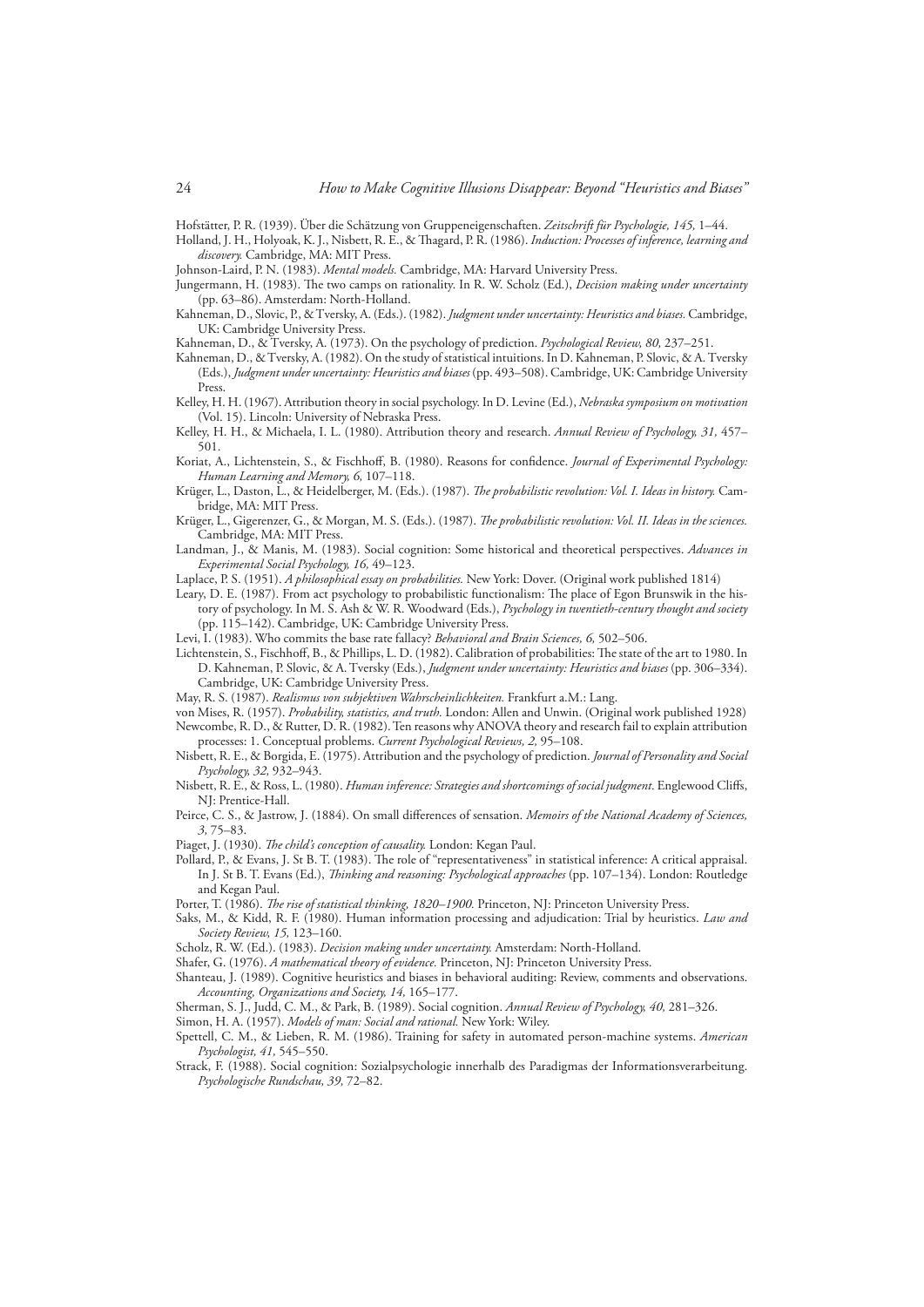Hofstätter, P. R. (1939). Über die Schätzung von Gruppeneigenschaften. *Zeitschrift für Psychologie, 145,* 1–44.

Holland, J. H., Holyoak, K. J., Nisbett, R. E., & Thagard, P. R. (1986). *Induction: Processes of inference, learning and discovery.* Cambridge, MA: MIT Press.

Johnson-Laird, P. N. (1983). *Mental models.* Cambridge, MA: Harvard University Press.

Jungermann, H. (1983). The two camps on rationality. In R. W. Scholz (Ed.), *Decision making under uncertainty* (pp. 63–86). Amsterdam: North-Holland.

Kahneman, D., Slovic, P., & Tversky, A. (Eds.). (1982). *Judgment under uncertainty: Heuristics and biases.* Cambridge, UK: Cambridge University Press.

Kahneman, D., & Tversky, A. (1973). On the psychology of prediction. *Psychological Review, 80,* 237–251.

Kahneman, D., & Tversky, A. (1982). On the study of statistical intuitions. In D. Kahneman, P. Slovic, & A. Tversky (Eds.), *Judgment under uncertainty: Heuristics and biases* (pp. 493–508). Cambridge, UK: Cambridge University Press.

Kelley, H. H. (1967). Attribution theory in social psychology. In D. Levine (Ed.), *Nebraska symposium on motivation* (Vol. 15). Lincoln: University of Nebraska Press.

Kelley, H. H., & Michaela, I. L. (1980). Attribution theory and research. *Annual Review of Psychology, 31,* 457–501.

Koriat, A., Lichtenstein, S., & Fischhoff, B. (1980). Reasons for confidence. *Journal of Experimental Psychology: Human Learning and Memory, 6,* 107–118.

Krüger, L., Daston, L., & Heidelberger, M. (Eds.). (1987). *The probabilistic revolution: Vol. I. Ideas in history.* Cambridge, MA: MIT Press.

Krüger, L., Gigerenzer, G., & Morgan, M. S. (Eds.). (1987). *The probabilistic revolution: Vol. II. Ideas in the sciences.* Cambridge, MA: MIT Press.

Landman, J., & Manis, M. (1983). Social cognition: Some historical and theoretical perspectives. *Advances in Experimental Social Psychology, 16,* 49–123.

Laplace, P. S. (1951). *A philosophical essay on probabilities.* New York: Dover. (Original work published 1814)

Leary, D. E. (1987). From act psychology to probabilistic functionalism: The place of Egon Brunswik in the history of psychology. In M. S. Ash & W. R. Woodward (Eds.), *Psychology in twentieth-century thought and society* (pp. 115–142). Cambridge, UK: Cambridge University Press.

Levi, I. (1983). Who commits the base rate fallacy? *Behavioral and Brain Sciences, 6,* 502–506.

Lichtenstein, S., Fischhoff, B., & Phillips, L. D. (1982). Calibration of probabilities: The state of the art to 1980. In D. Kahneman, P. Slovic, & A. Tversky (Eds.), *Judgment under uncertainty: Heuristics and biases* (pp. 306–334). Cambridge, UK: Cambridge University Press.

May, R. S. (1987). *Realismus von subjektiven Wahrscheinlichkeiten.* Frankfurt a.M.: Lang.

von Mises, R. (1957). *Probability, statistics, and truth.* London: Allen and Unwin. (Original work published 1928)

Newcombe, R. D., & Rutter, D. R. (1982). Ten reasons why ANOVA theory and research fail to explain attribution processes: 1. Conceptual problems. *Current Psychological Reviews, 2,* 95–108.

Nisbett, R. E., & Borgida, E. (1975). Attribution and the psychology of prediction. *Journal of Personality and Social Psychology, 32,* 932–943.

Nisbett, R. E., & Ross, L. (1980). *Human inference: Strategies and shortcomings of social judgment.* Englewood Cliffs, NJ: Prentice-Hall.

Peirce, C. S., & Jastrow, J. (1884). On small differences of sensation. *Memoirs of the National Academy of Sciences, 3,* 75–83.

Piaget, J. (1930). *The child's conception of causality.* London: Kegan Paul.

Pollard, P., & Evans, J. St B. T. (1983). The role of "representativeness" in statistical inference: A critical appraisal. In J. St B. T. Evans (Ed.), *Thinking and reasoning: Psychological approaches* (pp. 107–134). London: Routledge and Kegan Paul.

Porter, T. (1986). *The rise of statistical thinking, 1820–1900.* Princeton, NJ: Princeton University Press.

Saks, M., & Kidd, R. F. (1980). Human information processing and adjudication: Trial by heuristics. *Law and Society Review, 15,* 123–160.

Scholz, R. W. (Ed.). (1983). *Decision making under uncertainty.* Amsterdam: North-Holland.

Shafer, G. (1976). *A mathematical theory of evidence.* Princeton, NJ: Princeton University Press.

Shanteau, J. (1989). Cognitive heuristics and biases in behavioral auditing: Review, comments and observations. *Accounting, Organizations and Society, 14,* 165–177.

Sherman, S. J., Judd, C. M., & Park, B. (1989). Social cognition. *Annual Review of Psychology, 40,* 281–326.

Simon, H. A. (1957). *Models of man: Social and rational.* New York: Wiley.

Spettell, C. M., & Lieben, R. M. (1986). Training for safety in automated person-machine systems. *American Psychologist, 41,* 545–550.

Strack, F. (1988). Social cognition: Sozialpsychologie innerhalb des Paradigmas der Informationsverarbeitung. *Psychologische Rundschau, 39,* 72–82.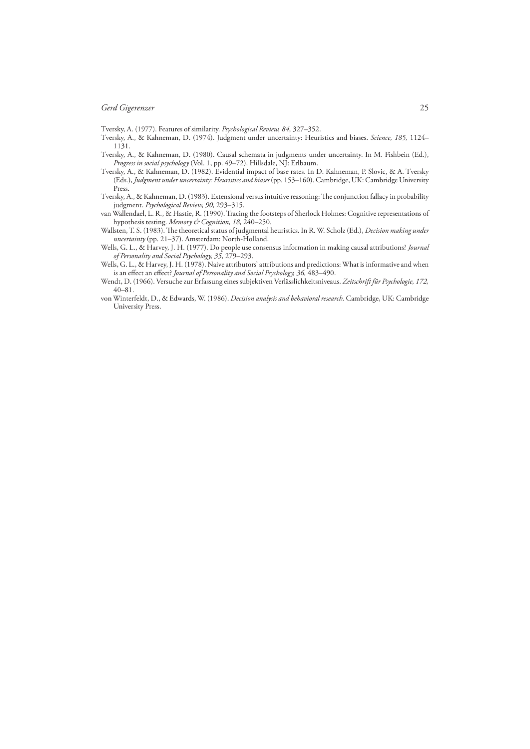Tversky, A. (1977). Features of similarity. *Psychological Review, 84,* 327–352.

Tversky, A., & Kahneman, D. (1974). Judgment under uncertainty: Heuristics and biases. *Science, 185,* 1124–1131.

Tversky, A., & Kahneman, D. (1980). Causal schemata in judgments under uncertainty. In M. Fishbein (Ed.), *Progress in social psychology* (Vol. 1, pp. 49–72). Hillsdale, NJ: Erlbaum.

Tversky, A., & Kahneman, D. (1982). Evidential impact of base rates. In D. Kahneman, P. Slovic, & A. Tversky (Eds.), *Judgment under uncertainty: Heuristics and biases* (pp. 153–160). Cambridge, UK: Cambridge University Press.

Tversky, A., & Kahneman, D. (1983). Extensional versus intuitive reasoning: The conjunction fallacy in probability judgment. *Psychological Review, 90,* 293–315.

van Wallendael, L. R., & Hastie, R. (1990). Tracing the footsteps of Sherlock Holmes: Cognitive representations of hypothesis testing. *Memory & Cognition, 18,* 240–250.

Wallsten, T. S. (1983). The theoretical status of judgmental heuristics. In R. W. Scholz (Ed.), *Decision making under uncertainty* (pp. 21–37). Amsterdam: North-Holland.

Wells, G. L., & Harvey, J. H. (1977). Do people use consensus information in making causal attributions? *Journal of Personality and Social Psychology, 35,* 279–293.

Wells, G. L., & Harvey, J. H. (1978). Naive attributors' attributions and predictions: What is informative and when is an effect an effect? *Journal of Personality and Social Psychology, 36,* 483–490.

Wendt, D. (1966). Versuche zur Erfassung eines subjektiven Verlässlichkeitsniveaus. *Zeitschrift für Psychologie, 172,* 40–81.

von Winterfeldt, D., & Edwards, W. (1986). *Decision analysis and behavioral research.* Cambridge, UK: Cambridge University Press.